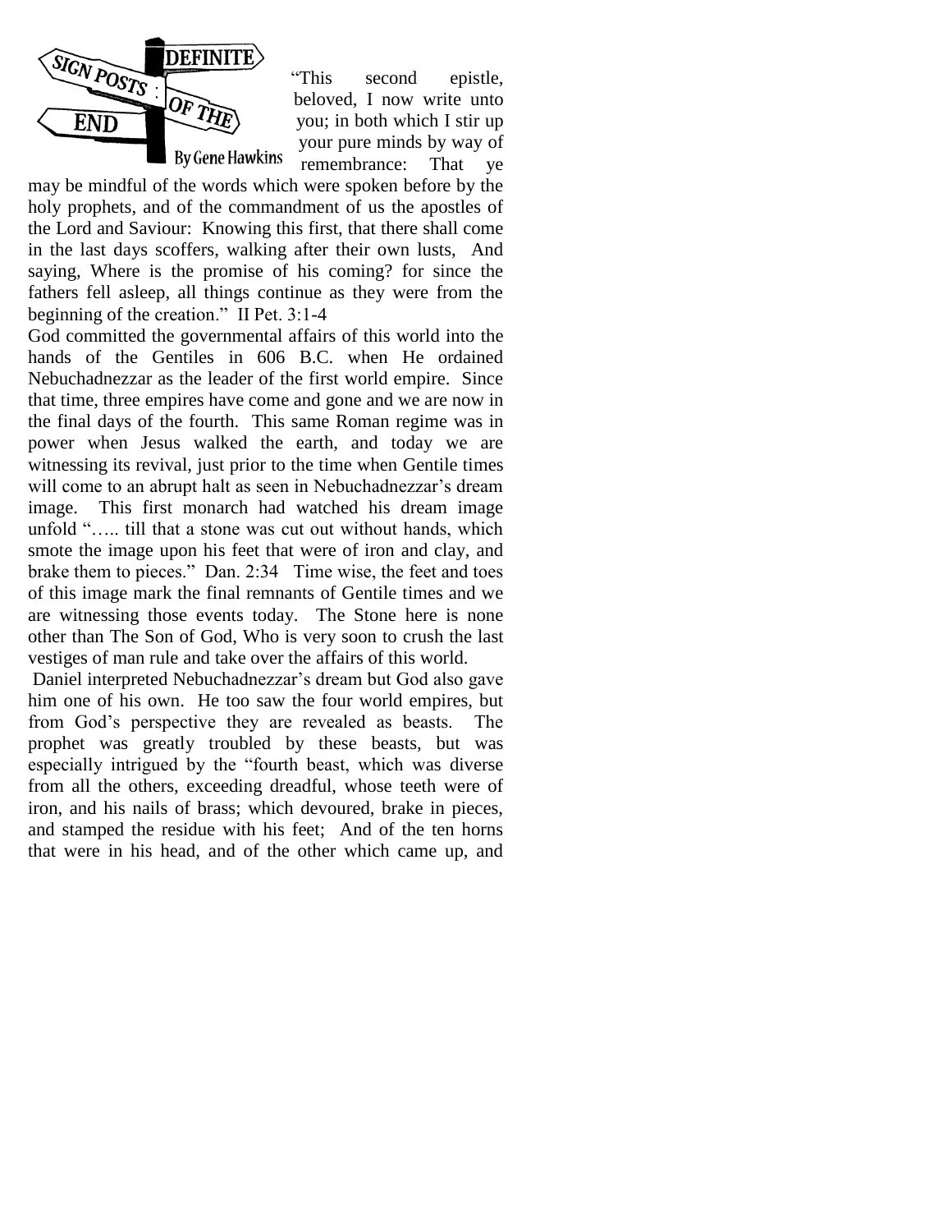# DEFINITE SIGN POSTS OF THE END

By Gene Hawkins

"This second epistle, beloved, I now write unto you; in both which I stir up your pure minds by way of remembrance: That ye may be mindful of the words which were spoken before by the holy prophets, and of the commandment of us the apostles of the Lord and Saviour: Knowing this first, that there shall come in the last days scoffers, walking after their own lusts, And saying, Where is the promise of his coming? for since the fathers fell asleep, all things continue as they were from the beginning of the creation." II Pet. 3:1-4

God committed the governmental affairs of this world into the hands of the Gentiles in 606 B.C. when He ordained Nebuchadnezzar as the leader of the first world empire. Since that time, three empires have come and gone and we are now in the final days of the fourth. This same Roman regime was in power when Jesus walked the earth, and today we are witnessing its revival, just prior to the time when Gentile times will come to an abrupt halt as seen in Nebuchadnezzar's dream image. This first monarch had watched his dream image unfold "….. till that a stone was cut out without hands, which smote the image upon his feet that were of iron and clay, and brake them to pieces." Dan. 2:34 Time wise, the feet and toes of this image mark the final remnants of Gentile times and we are witnessing those events today. The Stone here is none other than The Son of God, Who is very soon to crush the last vestiges of man rule and take over the affairs of this world.

Daniel interpreted Nebuchadnezzar's dream but God also gave him one of his own. He too saw the four world empires, but from God's perspective they are revealed as beasts. The prophet was greatly troubled by these beasts, but was especially intrigued by the "fourth beast, which was diverse from all the others, exceeding dreadful, whose teeth were of iron, and his nails of brass; which devoured, brake in pieces, and stamped the residue with his feet; And of the ten horns that were in his head, and of the other which came up, and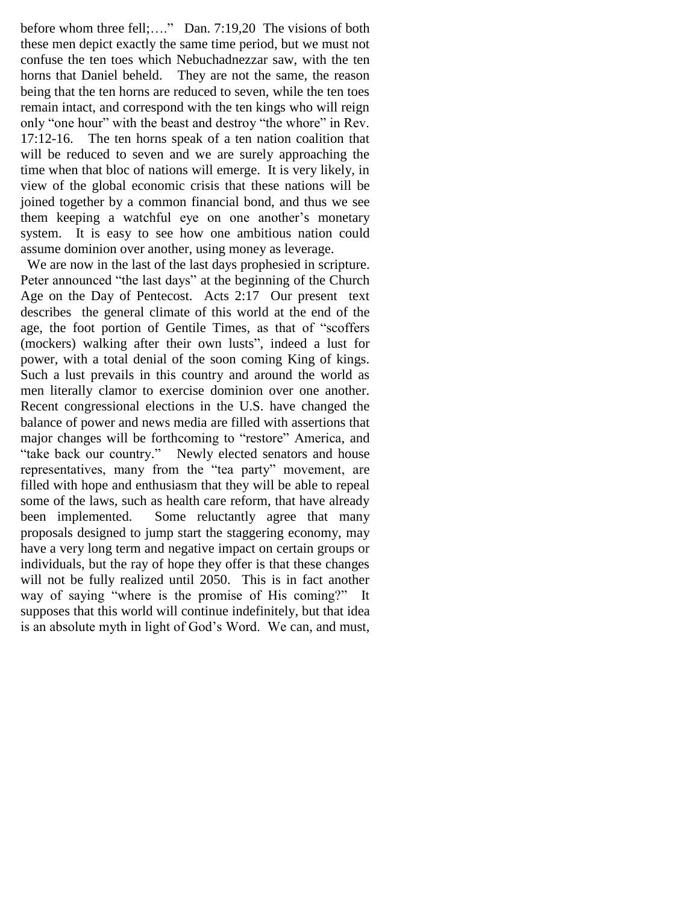before whom three fell;…." Dan. 7:19,20 The visions of both these men depict exactly the same time period, but we must not confuse the ten toes which Nebuchadnezzar saw, with the ten horns that Daniel beheld. They are not the same, the reason being that the ten horns are reduced to seven, while the ten toes remain intact, and correspond with the ten kings who will reign only "one hour" with the beast and destroy "the whore" in Rev. 17:12-16. The ten horns speak of a ten nation coalition that will be reduced to seven and we are surely approaching the time when that bloc of nations will emerge. It is very likely, in view of the global economic crisis that these nations will be joined together by a common financial bond, and thus we see them keeping a watchful eye on one another's monetary system. It is easy to see how one ambitious nation could assume dominion over another, using money as leverage.

We are now in the last of the last days prophesied in scripture. Peter announced "the last days" at the beginning of the Church Age on the Day of Pentecost. Acts 2:17 Our present text describes the general climate of this world at the end of the age, the foot portion of Gentile Times, as that of "scoffers (mockers) walking after their own lusts", indeed a lust for power, with a total denial of the soon coming King of kings. Such a lust prevails in this country and around the world as men literally clamor to exercise dominion over one another. Recent congressional elections in the U.S. have changed the balance of power and news media are filled with assertions that major changes will be forthcoming to "restore" America, and "take back our country." Newly elected senators and house representatives, many from the "tea party" movement, are filled with hope and enthusiasm that they will be able to repeal some of the laws, such as health care reform, that have already been implemented. Some reluctantly agree that many proposals designed to jump start the staggering economy, may have a very long term and negative impact on certain groups or individuals, but the ray of hope they offer is that these changes will not be fully realized until 2050. This is in fact another way of saying "where is the promise of His coming?" It supposes that this world will continue indefinitely, but that idea is an absolute myth in light of God's Word. We can, and must,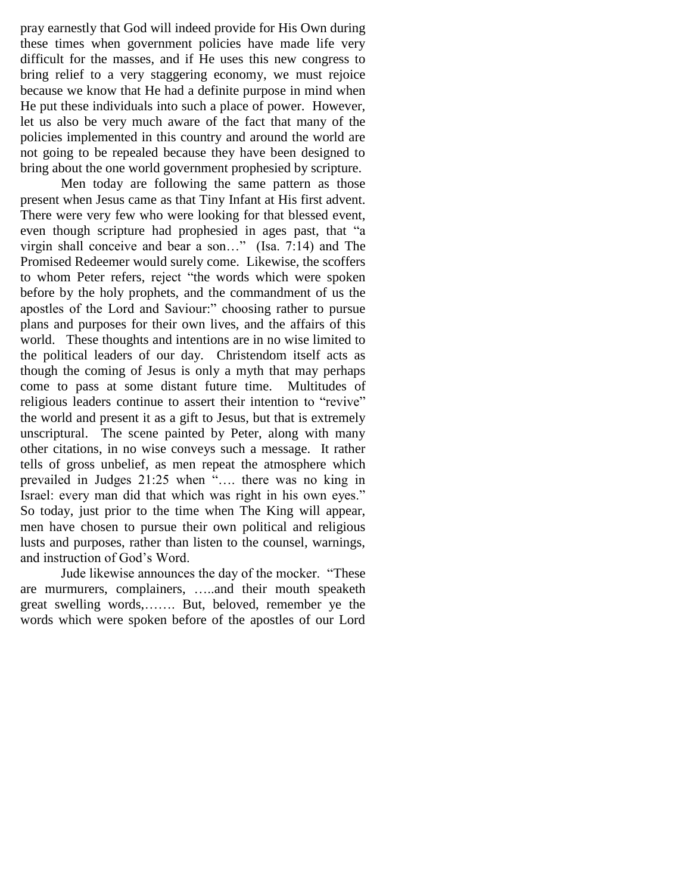pray earnestly that God will indeed provide for His Own during these times when government policies have made life very difficult for the masses, and if He uses this new congress to bring relief to a very staggering economy, we must rejoice because we know that He had a definite purpose in mind when He put these individuals into such a place of power. However, let us also be very much aware of the fact that many of the policies implemented in this country and around the world are not going to be repealed because they have been designed to bring about the one world government prophesied by scripture.

Men today are following the same pattern as those present when Jesus came as that Tiny Infant at His first advent. There were very few who were looking for that blessed event, even though scripture had prophesied in ages past, that "a virgin shall conceive and bear a son…" (Isa. 7:14) and The Promised Redeemer would surely come. Likewise, the scoffers to whom Peter refers, reject "the words which were spoken before by the holy prophets, and the commandment of us the apostles of the Lord and Saviour:" choosing rather to pursue plans and purposes for their own lives, and the affairs of this world. These thoughts and intentions are in no wise limited to the political leaders of our day. Christendom itself acts as though the coming of Jesus is only a myth that may perhaps come to pass at some distant future time. Multitudes of religious leaders continue to assert their intention to "revive" the world and present it as a gift to Jesus, but that is extremely unscriptural. The scene painted by Peter, along with many other citations, in no wise conveys such a message. It rather tells of gross unbelief, as men repeat the atmosphere which prevailed in Judges 21:25 when "…. there was no king in Israel: every man did that which was right in his own eyes." So today, just prior to the time when The King will appear, men have chosen to pursue their own political and religious lusts and purposes, rather than listen to the counsel, warnings, and instruction of God's Word.

Jude likewise announces the day of the mocker. "These are murmurers, complainers, …..and their mouth speaketh great swelling words,……. But, beloved, remember ye the words which were spoken before of the apostles of our Lord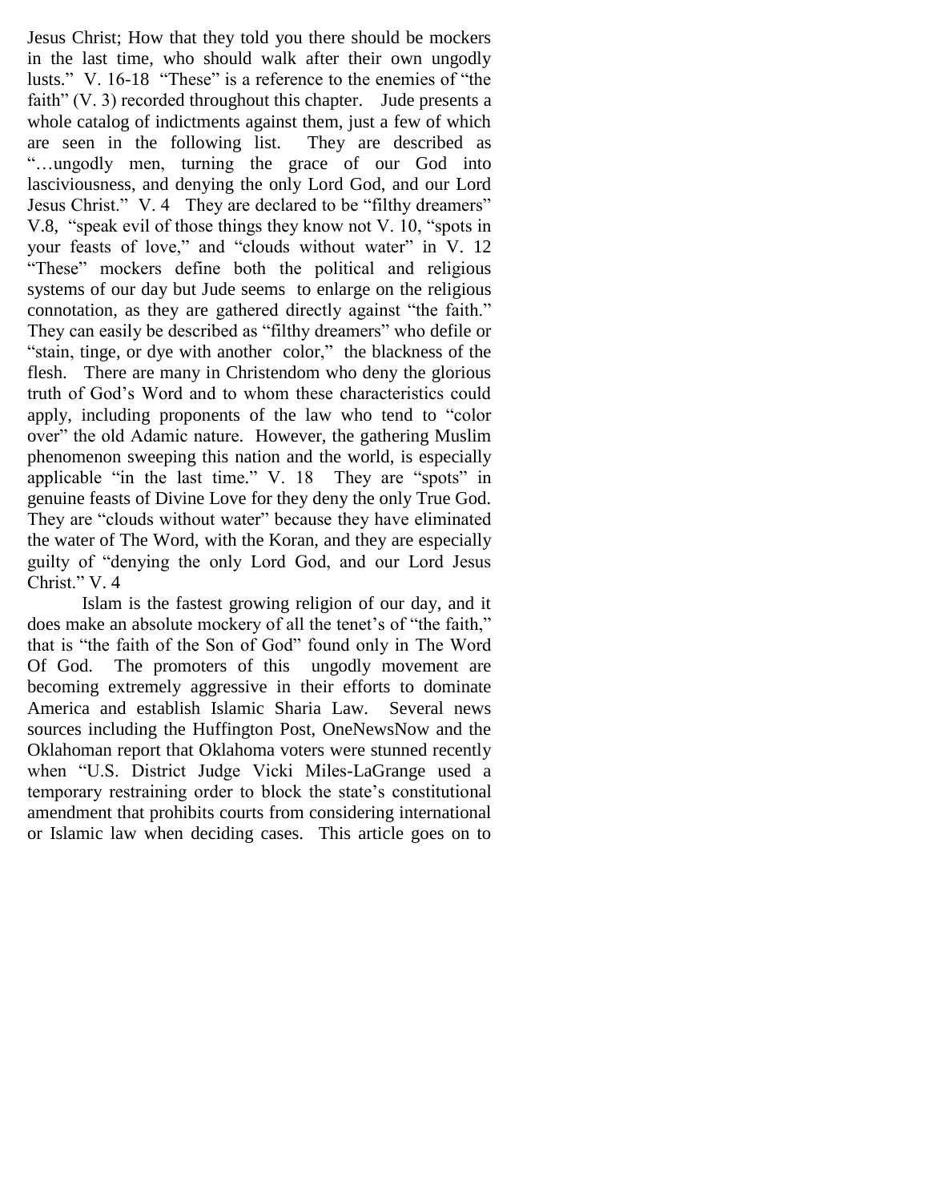Jesus Christ; How that they told you there should be mockers in the last time, who should walk after their own ungodly lusts." V. 16-18 "These" is a reference to the enemies of "the faith" (V. 3) recorded throughout this chapter. Jude presents a whole catalog of indictments against them, just a few of which are seen in the following list. They are described as "…ungodly men, turning the grace of our God into lasciviousness, and denying the only Lord God, and our Lord Jesus Christ." V. 4 They are declared to be "filthy dreamers" V.8, "speak evil of those things they know not V. 10, "spots in your feasts of love," and "clouds without water" in V. 12 "These" mockers define both the political and religious systems of our day but Jude seems to enlarge on the religious connotation, as they are gathered directly against "the faith." They can easily be described as "filthy dreamers" who defile or "stain, tinge, or dye with another color," the blackness of the flesh. There are many in Christendom who deny the glorious truth of God's Word and to whom these characteristics could apply, including proponents of the law who tend to "color over" the old Adamic nature. However, the gathering Muslim phenomenon sweeping this nation and the world, is especially applicable "in the last time." V. 18 They are "spots" in genuine feasts of Divine Love for they deny the only True God. They are "clouds without water" because they have eliminated the water of The Word, with the Koran, and they are especially guilty of "denying the only Lord God, and our Lord Jesus Christ." V. 4

Islam is the fastest growing religion of our day, and it does make an absolute mockery of all the tenet's of "the faith," that is "the faith of the Son of God" found only in The Word Of God. The promoters of this ungodly movement are becoming extremely aggressive in their efforts to dominate America and establish Islamic Sharia Law. Several news sources including the Huffington Post, OneNewsNow and the Oklahoman report that Oklahoma voters were stunned recently when "U.S. District Judge Vicki Miles-LaGrange used a temporary restraining order to block the state's constitutional amendment that prohibits courts from considering international or Islamic law when deciding cases. This article goes on to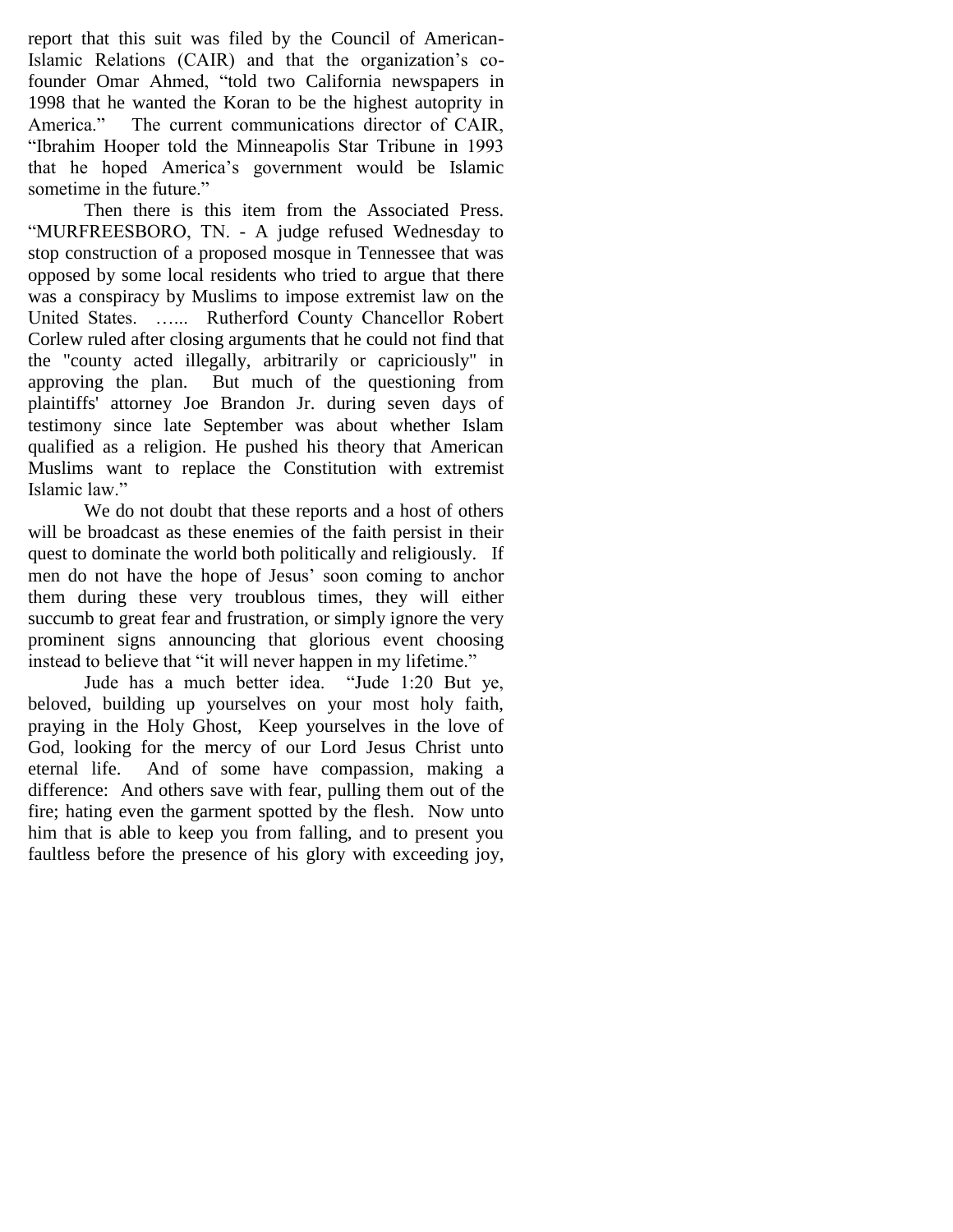report that this suit was filed by the Council of American-Islamic Relations (CAIR) and that the organization's co-founder Omar Ahmed, "told two California newspapers in 1998 that he wanted the Koran to be the highest autoprity in America." The current communications director of CAIR, "Ibrahim Hooper told the Minneapolis Star Tribune in 1993 that he hoped America's government would be Islamic sometime in the future."

Then there is this item from the Associated Press. "MURFREESBORO, TN. - A judge refused Wednesday to stop construction of a proposed mosque in Tennessee that was opposed by some local residents who tried to argue that there was a conspiracy by Muslims to impose extremist law on the United States. …... Rutherford County Chancellor Robert Corlew ruled after closing arguments that he could not find that the "county acted illegally, arbitrarily or capriciously" in approving the plan. But much of the questioning from plaintiffs' attorney Joe Brandon Jr. during seven days of testimony since late September was about whether Islam qualified as a religion. He pushed his theory that American Muslims want to replace the Constitution with extremist Islamic law."

We do not doubt that these reports and a host of others will be broadcast as these enemies of the faith persist in their quest to dominate the world both politically and religiously. If men do not have the hope of Jesus' soon coming to anchor them during these very troublous times, they will either succumb to great fear and frustration, or simply ignore the very prominent signs announcing that glorious event choosing instead to believe that "it will never happen in my lifetime."

Jude has a much better idea. "Jude 1:20 But ye, beloved, building up yourselves on your most holy faith, praying in the Holy Ghost, Keep yourselves in the love of God, looking for the mercy of our Lord Jesus Christ unto eternal life. And of some have compassion, making a difference: And others save with fear, pulling them out of the fire; hating even the garment spotted by the flesh. Now unto him that is able to keep you from falling, and to present you faultless before the presence of his glory with exceeding joy,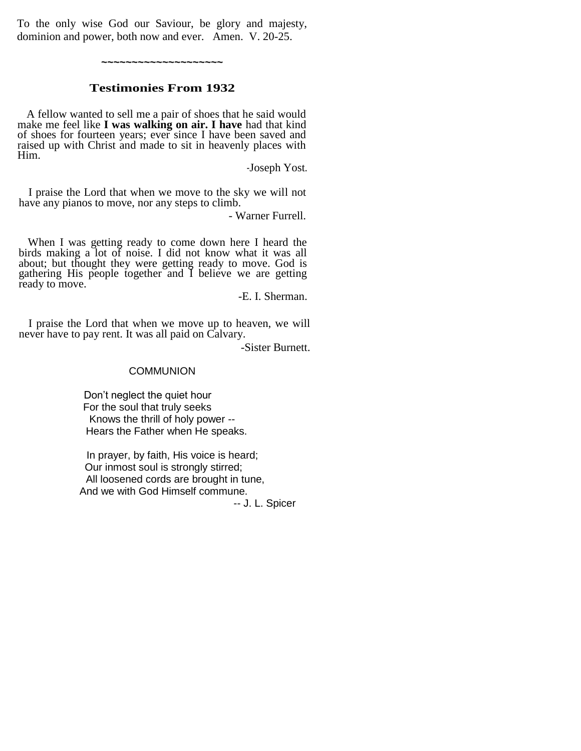To the only wise God our Saviour, be glory and majesty, dominion and power, both now and ever. Amen. V. 20-25.

~~~~~~~~~~~~~~~~~~~~

## Testimonies From 1932

A fellow wanted to sell me a pair of shoes that he said would make me feel like **I was walking on air. I have** had that kind of shoes for fourteen years; ever since I have been saved and raised up with Christ and made to sit in heavenly places with Him.

-Joseph Yost.

I praise the Lord that when we move to the sky we will not have any pianos to move, nor any steps to climb.

- Warner Furrell.

When I was getting ready to come down here I heard the birds making a lot of noise. I did not know what it was all about; but thought they were getting ready to move. God is gathering His people together and I believe we are getting ready to move.

-E. I. Sherman.

I praise the Lord that when we move up to heaven, we will never have to pay rent. It was all paid on Calvary.

-Sister Burnett.

### COMMUNION

Don't neglect the quiet hour
For the soul that truly seeks
Knows the thrill of holy power --
Hears the Father when He speaks.

In prayer, by faith, His voice is heard;
Our inmost soul is strongly stirred;
All loosened cords are brought in tune,
And we with God Himself commune.

-- J. L. Spicer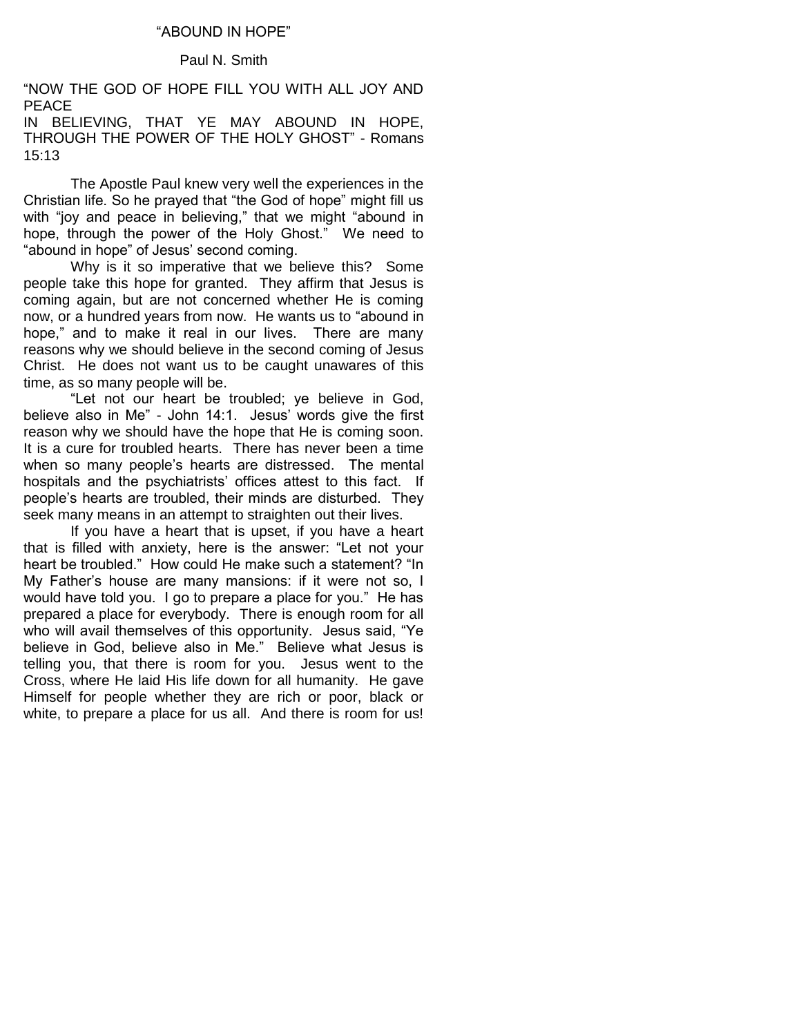# "ABOUND IN HOPE"

Paul N. Smith

"NOW THE GOD OF HOPE FILL YOU WITH ALL JOY AND PEACE
IN BELIEVING, THAT YE MAY ABOUND IN HOPE, THROUGH THE POWER OF THE HOLY GHOST" - Romans 15:13

The Apostle Paul knew very well the experiences in the Christian life. So he prayed that "the God of hope" might fill us with "joy and peace in believing," that we might "abound in hope, through the power of the Holy Ghost." We need to "abound in hope" of Jesus' second coming.

Why is it so imperative that we believe this? Some people take this hope for granted. They affirm that Jesus is coming again, but are not concerned whether He is coming now, or a hundred years from now. He wants us to "abound in hope," and to make it real in our lives. There are many reasons why we should believe in the second coming of Jesus Christ. He does not want us to be caught unawares of this time, as so many people will be.

"Let not our heart be troubled; ye believe in God, believe also in Me" - John 14:1. Jesus' words give the first reason why we should have the hope that He is coming soon. It is a cure for troubled hearts. There has never been a time when so many people's hearts are distressed. The mental hospitals and the psychiatrists' offices attest to this fact. If people's hearts are troubled, their minds are disturbed. They seek many means in an attempt to straighten out their lives.

If you have a heart that is upset, if you have a heart that is filled with anxiety, here is the answer: "Let not your heart be troubled." How could He make such a statement? "In My Father's house are many mansions: if it were not so, I would have told you. I go to prepare a place for you." He has prepared a place for everybody. There is enough room for all who will avail themselves of this opportunity. Jesus said, "Ye believe in God, believe also in Me." Believe what Jesus is telling you, that there is room for you. Jesus went to the Cross, where He laid His life down for all humanity. He gave Himself for people whether they are rich or poor, black or white, to prepare a place for us all. And there is room for us!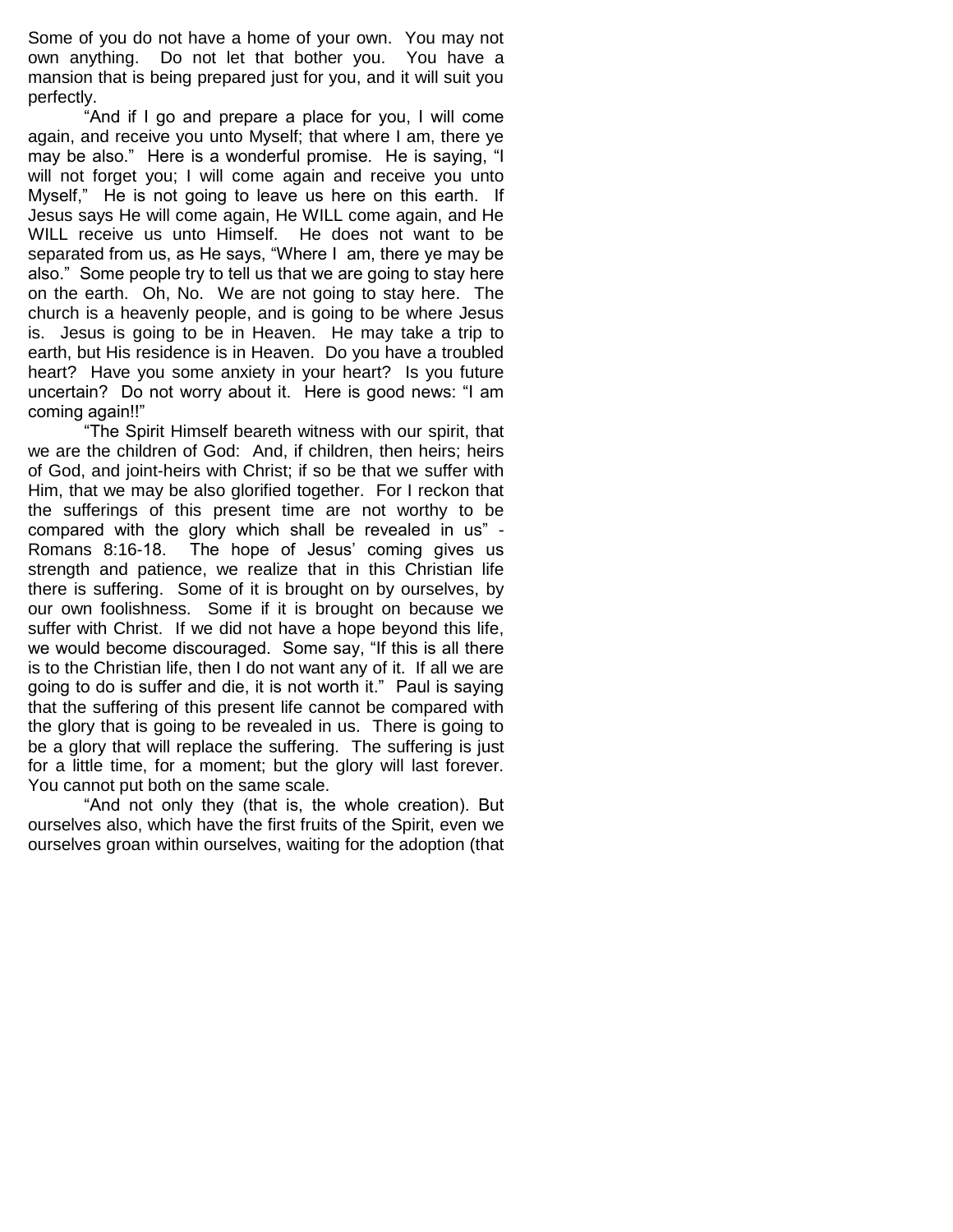Some of you do not have a home of your own. You may not own anything. Do not let that bother you. You have a mansion that is being prepared just for you, and it will suit you perfectly.

"And if I go and prepare a place for you, I will come again, and receive you unto Myself; that where I am, there ye may be also." Here is a wonderful promise. He is saying, "I will not forget you; I will come again and receive you unto Myself," He is not going to leave us here on this earth. If Jesus says He will come again, He WILL come again, and He WILL receive us unto Himself. He does not want to be separated from us, as He says, "Where I am, there ye may be also." Some people try to tell us that we are going to stay here on the earth. Oh, No. We are not going to stay here. The church is a heavenly people, and is going to be where Jesus is. Jesus is going to be in Heaven. He may take a trip to earth, but His residence is in Heaven. Do you have a troubled heart? Have you some anxiety in your heart? Is you future uncertain? Do not worry about it. Here is good news: "I am coming again!!"

"The Spirit Himself beareth witness with our spirit, that we are the children of God: And, if children, then heirs; heirs of God, and joint-heirs with Christ; if so be that we suffer with Him, that we may be also glorified together. For I reckon that the sufferings of this present time are not worthy to be compared with the glory which shall be revealed in us" - Romans 8:16-18. The hope of Jesus' coming gives us strength and patience, we realize that in this Christian life there is suffering. Some of it is brought on by ourselves, by our own foolishness. Some if it is brought on because we suffer with Christ. If we did not have a hope beyond this life, we would become discouraged. Some say, "If this is all there is to the Christian life, then I do not want any of it. If all we are going to do is suffer and die, it is not worth it." Paul is saying that the suffering of this present life cannot be compared with the glory that is going to be revealed in us. There is going to be a glory that will replace the suffering. The suffering is just for a little time, for a moment; but the glory will last forever. You cannot put both on the same scale.

"And not only they (that is, the whole creation). But ourselves also, which have the first fruits of the Spirit, even we ourselves groan within ourselves, waiting for the adoption (that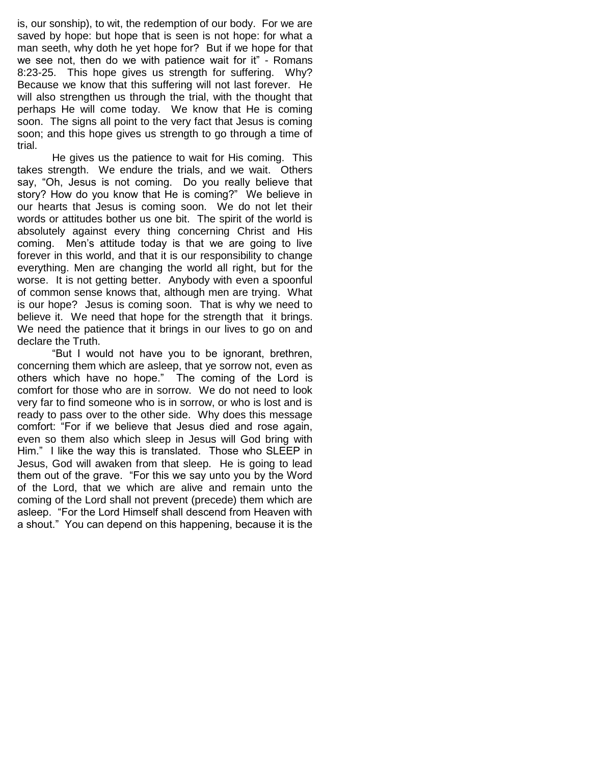is, our sonship), to wit, the redemption of our body. For we are saved by hope: but hope that is seen is not hope: for what a man seeth, why doth he yet hope for? But if we hope for that we see not, then do we with patience wait for it" - Romans 8:23-25. This hope gives us strength for suffering. Why? Because we know that this suffering will not last forever. He will also strengthen us through the trial, with the thought that perhaps He will come today. We know that He is coming soon. The signs all point to the very fact that Jesus is coming soon; and this hope gives us strength to go through a time of trial.

He gives us the patience to wait for His coming. This takes strength. We endure the trials, and we wait. Others say, "Oh, Jesus is not coming. Do you really believe that story? How do you know that He is coming?" We believe in our hearts that Jesus is coming soon. We do not let their words or attitudes bother us one bit. The spirit of the world is absolutely against every thing concerning Christ and His coming. Men's attitude today is that we are going to live forever in this world, and that it is our responsibility to change everything. Men are changing the world all right, but for the worse. It is not getting better. Anybody with even a spoonful of common sense knows that, although men are trying. What is our hope? Jesus is coming soon. That is why we need to believe it. We need that hope for the strength that it brings. We need the patience that it brings in our lives to go on and declare the Truth.

"But I would not have you to be ignorant, brethren, concerning them which are asleep, that ye sorrow not, even as others which have no hope." The coming of the Lord is comfort for those who are in sorrow. We do not need to look very far to find someone who is in sorrow, or who is lost and is ready to pass over to the other side. Why does this message comfort: "For if we believe that Jesus died and rose again, even so them also which sleep in Jesus will God bring with Him." I like the way this is translated. Those who SLEEP in Jesus, God will awaken from that sleep. He is going to lead them out of the grave. "For this we say unto you by the Word of the Lord, that we which are alive and remain unto the coming of the Lord shall not prevent (precede) them which are asleep. "For the Lord Himself shall descend from Heaven with a shout." You can depend on this happening, because it is the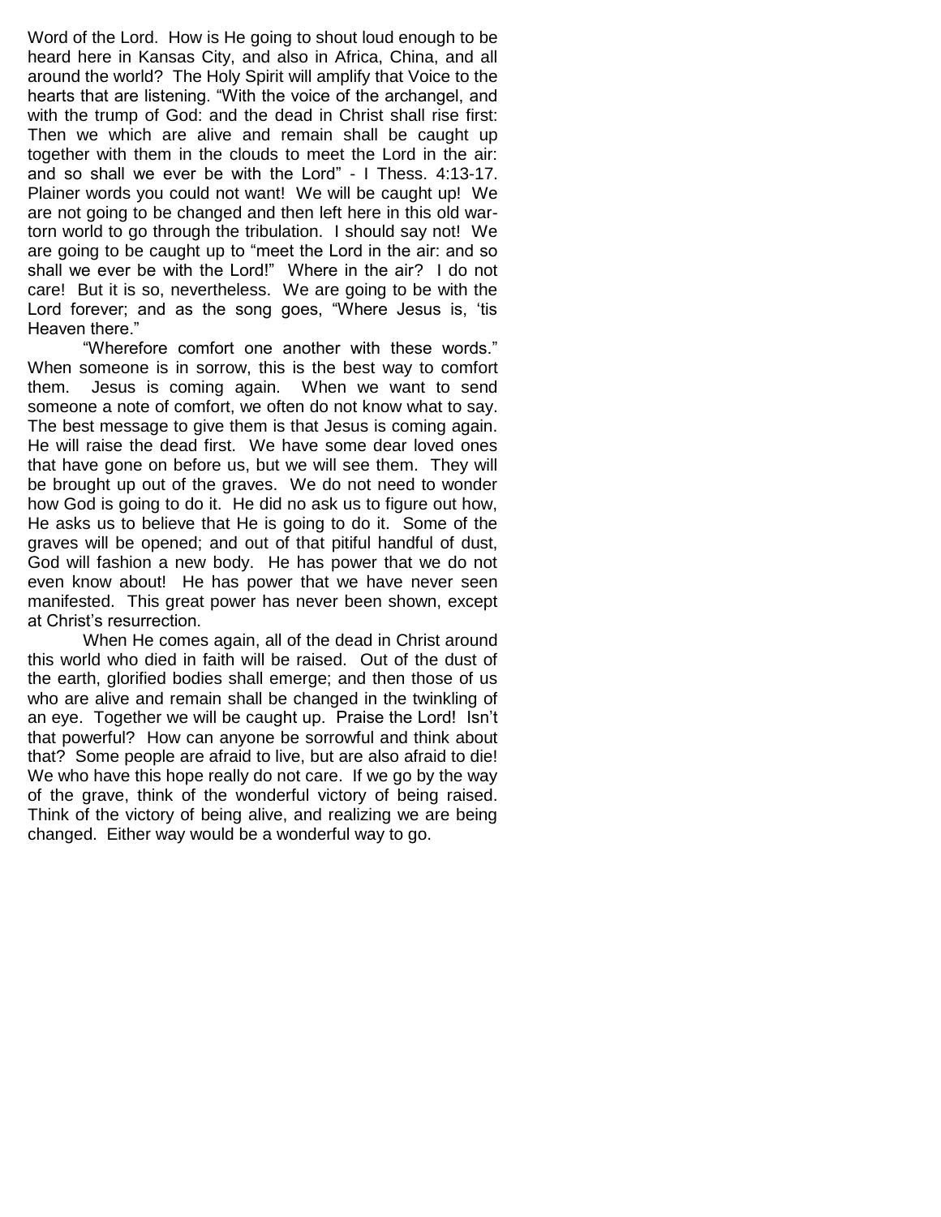Word of the Lord. How is He going to shout loud enough to be heard here in Kansas City, and also in Africa, China, and all around the world? The Holy Spirit will amplify that Voice to the hearts that are listening. "With the voice of the archangel, and with the trump of God: and the dead in Christ shall rise first: Then we which are alive and remain shall be caught up together with them in the clouds to meet the Lord in the air: and so shall we ever be with the Lord" - I Thess. 4:13-17. Plainer words you could not want! We will be caught up! We are not going to be changed and then left here in this old war-torn world to go through the tribulation. I should say not! We are going to be caught up to "meet the Lord in the air: and so shall we ever be with the Lord!" Where in the air? I do not care! But it is so, nevertheless. We are going to be with the Lord forever; and as the song goes, "Where Jesus is, 'tis Heaven there."

"Wherefore comfort one another with these words." When someone is in sorrow, this is the best way to comfort them. Jesus is coming again. When we want to send someone a note of comfort, we often do not know what to say. The best message to give them is that Jesus is coming again. He will raise the dead first. We have some dear loved ones that have gone on before us, but we will see them. They will be brought up out of the graves. We do not need to wonder how God is going to do it. He did no ask us to figure out how, He asks us to believe that He is going to do it. Some of the graves will be opened; and out of that pitiful handful of dust, God will fashion a new body. He has power that we do not even know about! He has power that we have never seen manifested. This great power has never been shown, except at Christ's resurrection.

When He comes again, all of the dead in Christ around this world who died in faith will be raised. Out of the dust of the earth, glorified bodies shall emerge; and then those of us who are alive and remain shall be changed in the twinkling of an eye. Together we will be caught up. Praise the Lord! Isn't that powerful? How can anyone be sorrowful and think about that? Some people are afraid to live, but are also afraid to die! We who have this hope really do not care. If we go by the way of the grave, think of the wonderful victory of being raised. Think of the victory of being alive, and realizing we are being changed. Either way would be a wonderful way to go.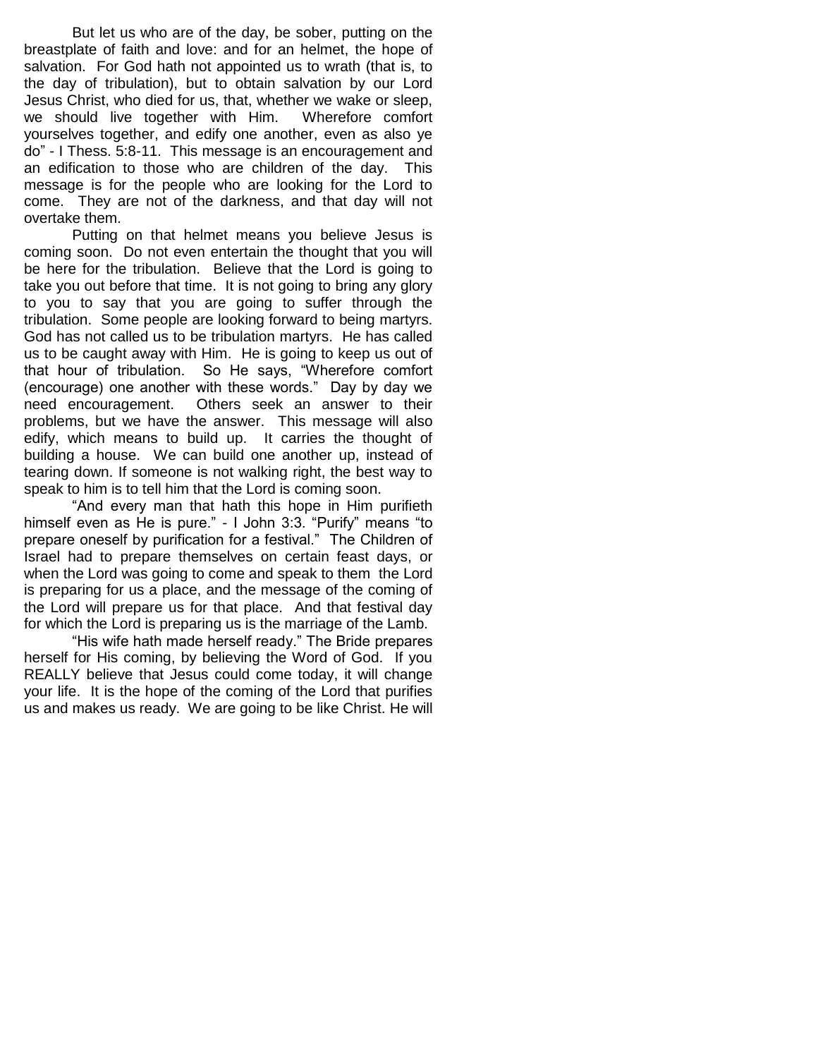But let us who are of the day, be sober, putting on the breastplate of faith and love: and for an helmet, the hope of salvation. For God hath not appointed us to wrath (that is, to the day of tribulation), but to obtain salvation by our Lord Jesus Christ, who died for us, that, whether we wake or sleep, we should live together with Him. Wherefore comfort yourselves together, and edify one another, even as also ye do" - I Thess. 5:8-11. This message is an encouragement and an edification to those who are children of the day. This message is for the people who are looking for the Lord to come. They are not of the darkness, and that day will not overtake them.

Putting on that helmet means you believe Jesus is coming soon. Do not even entertain the thought that you will be here for the tribulation. Believe that the Lord is going to take you out before that time. It is not going to bring any glory to you to say that you are going to suffer through the tribulation. Some people are looking forward to being martyrs. God has not called us to be tribulation martyrs. He has called us to be caught away with Him. He is going to keep us out of that hour of tribulation. So He says, "Wherefore comfort (encourage) one another with these words." Day by day we need encouragement. Others seek an answer to their problems, but we have the answer. This message will also edify, which means to build up. It carries the thought of building a house. We can build one another up, instead of tearing down. If someone is not walking right, the best way to speak to him is to tell him that the Lord is coming soon.

"And every man that hath this hope in Him purifieth himself even as He is pure." - I John 3:3. "Purify" means "to prepare oneself by purification for a festival." The Children of Israel had to prepare themselves on certain feast days, or when the Lord was going to come and speak to them the Lord is preparing for us a place, and the message of the coming of the Lord will prepare us for that place. And that festival day for which the Lord is preparing us is the marriage of the Lamb.

"His wife hath made herself ready." The Bride prepares herself for His coming, by believing the Word of God. If you REALLY believe that Jesus could come today, it will change your life. It is the hope of the coming of the Lord that purifies us and makes us ready. We are going to be like Christ. He will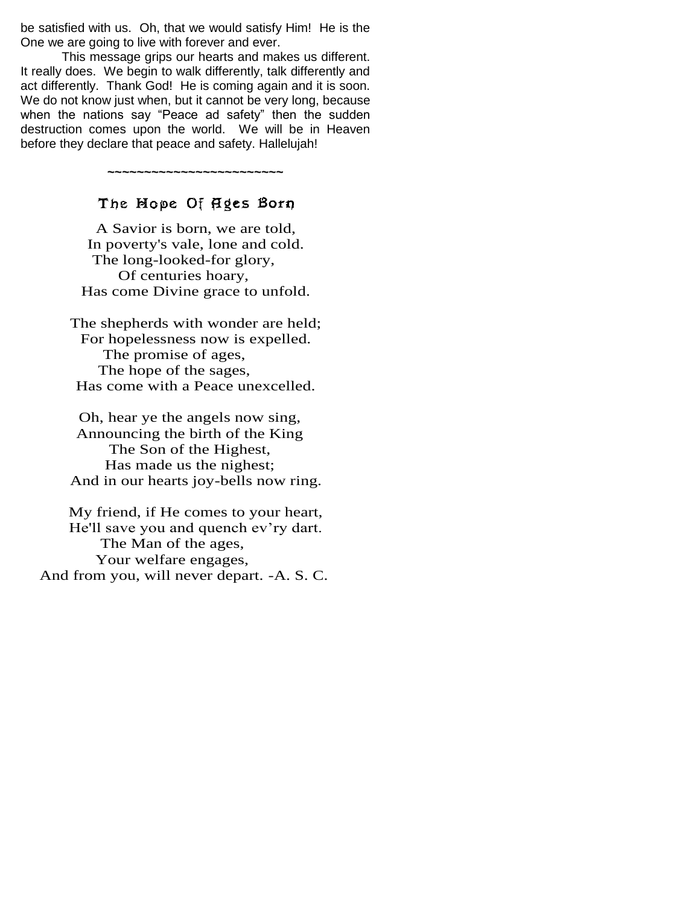be satisfied with us. Oh, that we would satisfy Him! He is the One we are going to live with forever and ever.

This message grips our hearts and makes us different. It really does. We begin to walk differently, talk differently and act differently. Thank God! He is coming again and it is soon. We do not know just when, but it cannot be very long, because when the nations say "Peace ad safety" then the sudden destruction comes upon the world. We will be in Heaven before they declare that peace and safety. Hallelujah!

~~~~~~~~~~~~~~~~~~~~~~~~~

## The Hope Of Ages Born

A Savior is born, we are told,
In poverty's vale, lone and cold.
The long-looked-for glory,
Of centuries hoary,
Has come Divine grace to unfold.

The shepherds with wonder are held;
For hopelessness now is expelled.
The promise of ages,
The hope of the sages,
Has come with a Peace unexcelled.

Oh, hear ye the angels now sing,
Announcing the birth of the King
The Son of the Highest,
Has made us the nighest;
And in our hearts joy-bells now ring.

My friend, if He comes to your heart,
He'll save you and quench ev'ry dart.
The Man of the ages,
Your welfare engages,
And from you, will never depart. -A. S. C.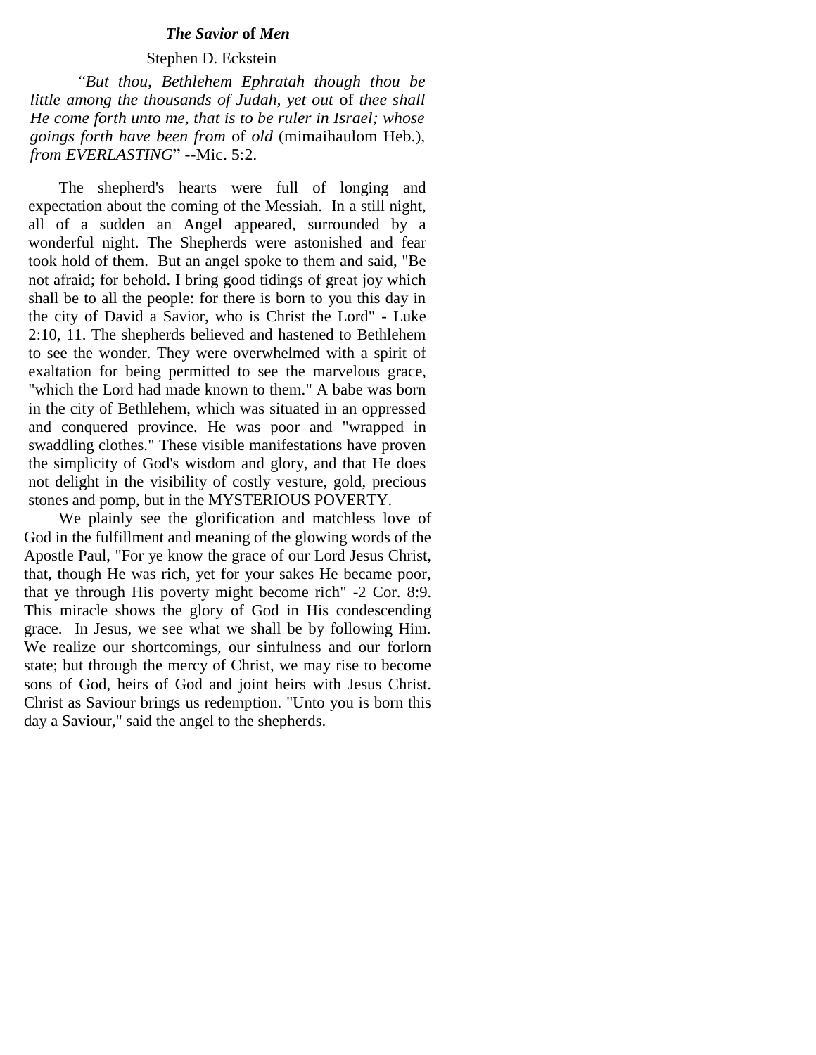# *The Savior* of *Men*

Stephen D. Eckstein

*"But thou, Bethlehem Ephratah though thou be little among the thousands of Judah, yet out* of *thee shall He come forth unto me, that is to be ruler in Israel; whose goings forth have been from* of *old* (mimaihaulom Heb.), *from EVERLASTING*" --Mic. 5:2.

The shepherd's hearts were full of longing and expectation about the coming of the Messiah. In a still night, all of a sudden an Angel appeared, surrounded by a wonderful night. The Shepherds were astonished and fear took hold of them. But an angel spoke to them and said, "Be not afraid; for behold. I bring good tidings of great joy which shall be to all the people: for there is born to you this day in the city of David a Savior, who is Christ the Lord" - Luke 2:10, 11. The shepherds believed and hastened to Bethlehem to see the wonder. They were overwhelmed with a spirit of exaltation for being permitted to see the marvelous grace, "which the Lord had made known to them." A babe was born in the city of Bethlehem, which was situated in an oppressed and conquered province. He was poor and "wrapped in swaddling clothes." These visible manifestations have proven the simplicity of God's wisdom and glory, and that He does not delight in the visibility of costly vesture, gold, precious stones and pomp, but in the MYSTERIOUS POVERTY.

We plainly see the glorification and matchless love of God in the fulfillment and meaning of the glowing words of the Apostle Paul, "For ye know the grace of our Lord Jesus Christ, that, though He was rich, yet for your sakes He became poor, that ye through His poverty might become rich" -2 Cor. 8:9. This miracle shows the glory of God in His condescending grace. In Jesus, we see what we shall be by following Him. We realize our shortcomings, our sinfulness and our forlorn state; but through the mercy of Christ, we may rise to become sons of God, heirs of God and joint heirs with Jesus Christ. Christ as Saviour brings us redemption. "Unto you is born this day a Saviour," said the angel to the shepherds.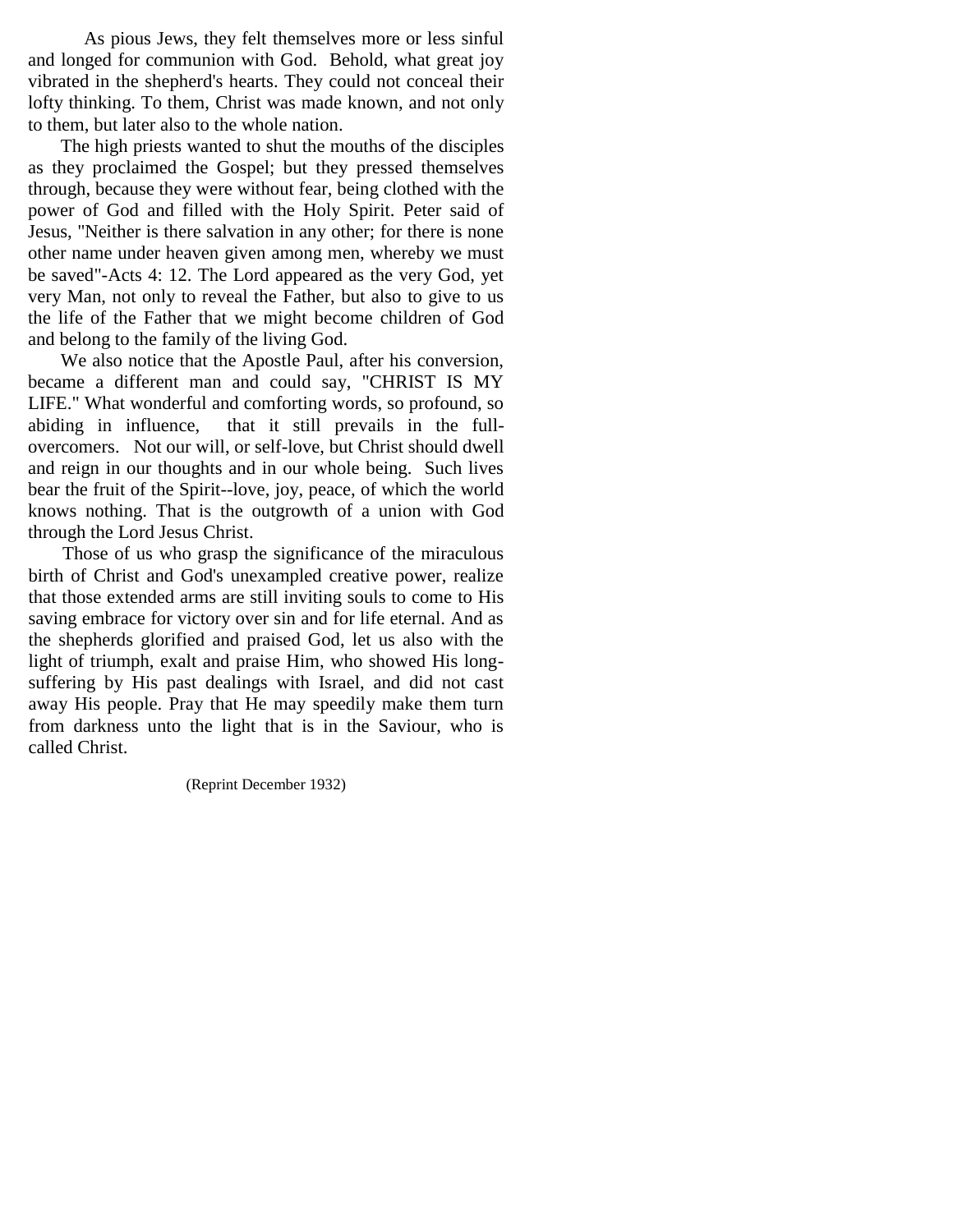As pious Jews, they felt themselves more or less sinful and longed for communion with God. Behold, what great joy vibrated in the shepherd's hearts. They could not conceal their lofty thinking. To them, Christ was made known, and not only to them, but later also to the whole nation.

The high priests wanted to shut the mouths of the disciples as they proclaimed the Gospel; but they pressed themselves through, because they were without fear, being clothed with the power of God and filled with the Holy Spirit. Peter said of Jesus, "Neither is there salvation in any other; for there is none other name under heaven given among men, whereby we must be saved"-Acts 4: 12. The Lord appeared as the very God, yet very Man, not only to reveal the Father, but also to give to us the life of the Father that we might become children of God and belong to the family of the living God.

We also notice that the Apostle Paul, after his conversion, became a different man and could say, "CHRIST IS MY LIFE." What wonderful and comforting words, so profound, so abiding in influence, that it still prevails in the full-overcomers. Not our will, or self-love, but Christ should dwell and reign in our thoughts and in our whole being. Such lives bear the fruit of the Spirit--love, joy, peace, of which the world knows nothing. That is the outgrowth of a union with God through the Lord Jesus Christ.

Those of us who grasp the significance of the miraculous birth of Christ and God's unexampled creative power, realize that those extended arms are still inviting souls to come to His saving embrace for victory over sin and for life eternal. And as the shepherds glorified and praised God, let us also with the light of triumph, exalt and praise Him, who showed His long-suffering by His past dealings with Israel, and did not cast away His people. Pray that He may speedily make them turn from darkness unto the light that is in the Saviour, who is called Christ.

(Reprint December 1932)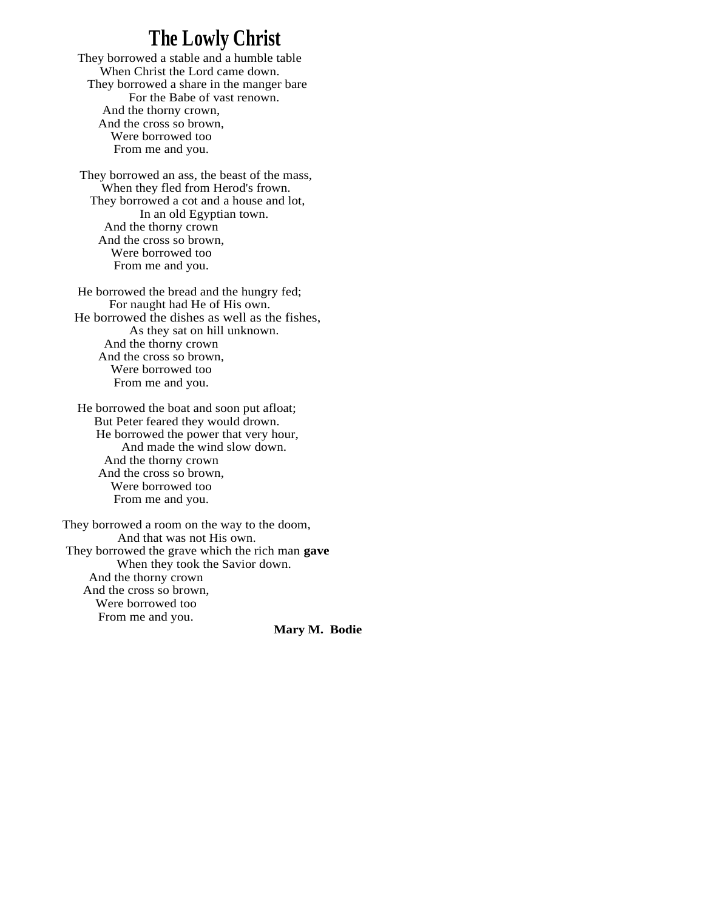# The Lowly Christ

They borrowed a stable and a humble table  
When Christ the Lord came down.  
They borrowed a share in the manger bare  
For the Babe of vast renown.  
And the thorny crown,  
And the cross so brown,  
Were borrowed too  
From me and you.

They borrowed an ass, the beast of the mass,  
When they fled from Herod's frown.  
They borrowed a cot and a house and lot,  
In an old Egyptian town.  
And the thorny crown  
And the cross so brown,  
Were borrowed too  
From me and you.

He borrowed the bread and the hungry fed;  
For naught had He of His own.  
He borrowed the dishes as well as the fishes,  
As they sat on hill unknown.  
And the thorny crown  
And the cross so brown,  
Were borrowed too  
From me and you.

He borrowed the boat and soon put afloat;  
But Peter feared they would drown.  
He borrowed the power that very hour,  
And made the wind slow down.  
And the thorny crown  
And the cross so brown,  
Were borrowed too  
From me and you.

They borrowed a room on the way to the doom,  
And that was not His own.  
They borrowed the grave which the rich man **gave**  
When they took the Savior down.  
And the thorny crown  
And the cross so brown,  
Were borrowed too  
From me and you.

**Mary M. Bodie**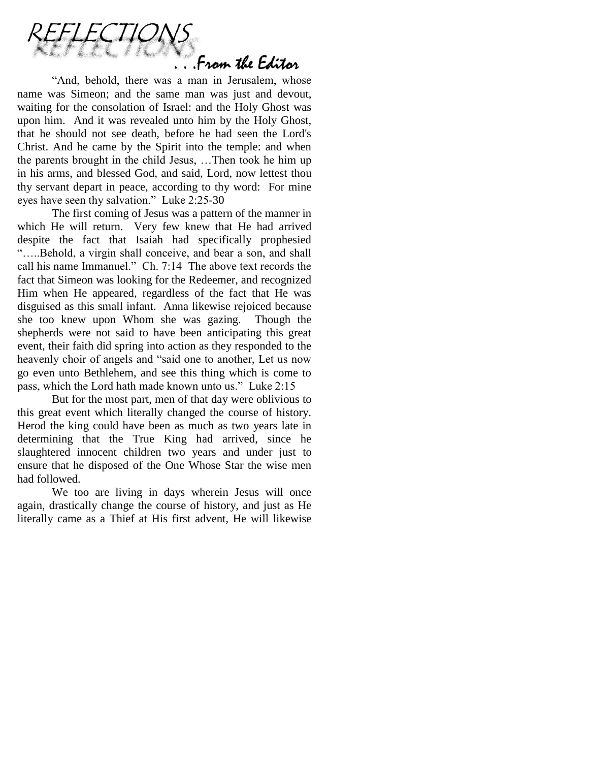# REFLECTIONS

### . . .From the Editor

"And, behold, there was a man in Jerusalem, whose name was Simeon; and the same man was just and devout, waiting for the consolation of Israel: and the Holy Ghost was upon him. And it was revealed unto him by the Holy Ghost, that he should not see death, before he had seen the Lord's Christ. And he came by the Spirit into the temple: and when the parents brought in the child Jesus, …Then took he him up in his arms, and blessed God, and said, Lord, now lettest thou thy servant depart in peace, according to thy word: For mine eyes have seen thy salvation." Luke 2:25-30

The first coming of Jesus was a pattern of the manner in which He will return. Very few knew that He had arrived despite the fact that Isaiah had specifically prophesied "…..Behold, a virgin shall conceive, and bear a son, and shall call his name Immanuel." Ch. 7:14 The above text records the fact that Simeon was looking for the Redeemer, and recognized Him when He appeared, regardless of the fact that He was disguised as this small infant. Anna likewise rejoiced because she too knew upon Whom she was gazing. Though the shepherds were not said to have been anticipating this great event, their faith did spring into action as they responded to the heavenly choir of angels and "said one to another, Let us now go even unto Bethlehem, and see this thing which is come to pass, which the Lord hath made known unto us." Luke 2:15

But for the most part, men of that day were oblivious to this great event which literally changed the course of history. Herod the king could have been as much as two years late in determining that the True King had arrived, since he slaughtered innocent children two years and under just to ensure that he disposed of the One Whose Star the wise men had followed.

We too are living in days wherein Jesus will once again, drastically change the course of history, and just as He literally came as a Thief at His first advent, He will likewise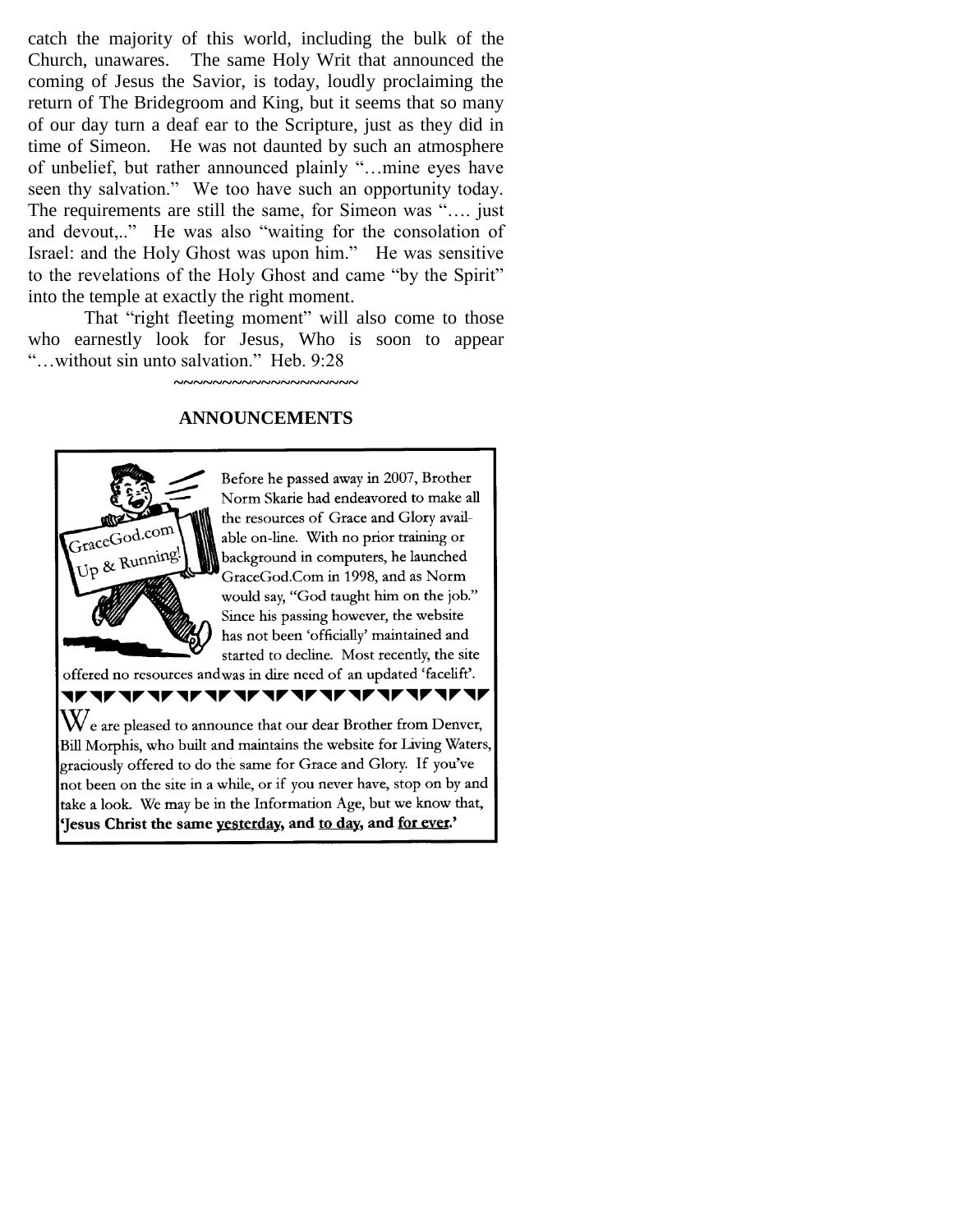catch the majority of this world, including the bulk of the Church, unawares. The same Holy Writ that announced the coming of Jesus the Savior, is today, loudly proclaiming the return of The Bridegroom and King, but it seems that so many of our day turn a deaf ear to the Scripture, just as they did in time of Simeon. He was not daunted by such an atmosphere of unbelief, but rather announced plainly "…mine eyes have seen thy salvation." We too have such an opportunity today. The requirements are still the same, for Simeon was "…. just and devout,.." He was also "waiting for the consolation of Israel: and the Holy Ghost was upon him." He was sensitive to the revelations of the Holy Ghost and came "by the Spirit" into the temple at exactly the right moment.

That "right fleeting moment" will also come to those who earnestly look for Jesus, Who is soon to appear "…without sin unto salvation." Heb. 9:28

~~~~~~~~~~~~~~~~~~~~

## ANNOUNCEMENTS

GraceGod.com Up & Running!

Before he passed away in 2007, Brother Norm Skarie had endeavored to make all the resources of Grace and Glory available on-line. With no prior training or background in computers, he launched GraceGod.Com in 1998, and as Norm would say, "God taught him on the job." Since his passing however, the website has not been 'officially' maintained and started to decline. Most recently, the site offered no resources and was in dire need of an updated 'facelift'.

We are pleased to announce that our dear Brother from Denver, Bill Morphis, who built and maintains the website for Living Waters, graciously offered to do the same for Grace and Glory. If you've not been on the site in a while, or if you never have, stop on by and take a look. We may be in the Information Age, but we know that, **'Jesus Christ the same yesterday, and to day, and for ever.'**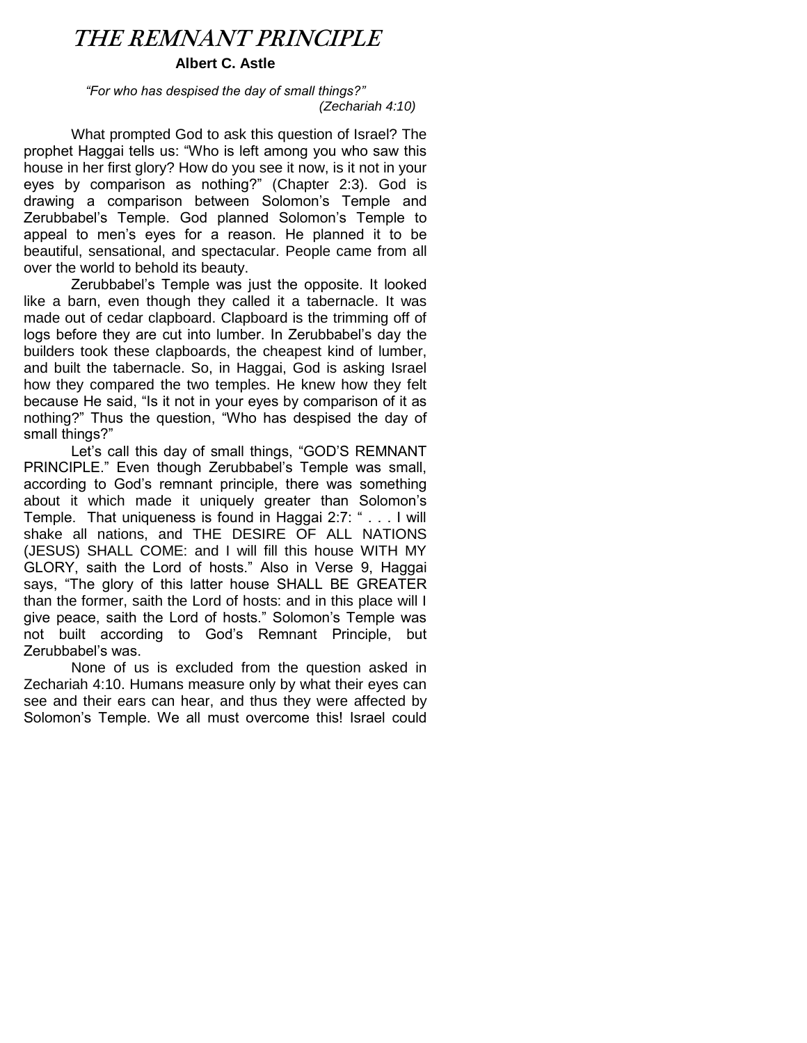# *THE REMNANT PRINCIPLE*

**Albert C. Astle**

*"For who has despised the day of small things?"*
*(Zechariah 4:10)*

What prompted God to ask this question of Israel? The prophet Haggai tells us: "Who is left among you who saw this house in her first glory? How do you see it now, is it not in your eyes by comparison as nothing?" (Chapter 2:3). God is drawing a comparison between Solomon's Temple and Zerubbabel's Temple. God planned Solomon's Temple to appeal to men's eyes for a reason. He planned it to be beautiful, sensational, and spectacular. People came from all over the world to behold its beauty.

Zerubbabel's Temple was just the opposite. It looked like a barn, even though they called it a tabernacle. It was made out of cedar clapboard. Clapboard is the trimming off of logs before they are cut into lumber. In Zerubbabel's day the builders took these clapboards, the cheapest kind of lumber, and built the tabernacle. So, in Haggai, God is asking Israel how they compared the two temples. He knew how they felt because He said, "Is it not in your eyes by comparison of it as nothing?" Thus the question, "Who has despised the day of small things?"

Let's call this day of small things, "GOD'S REMNANT PRINCIPLE." Even though Zerubbabel's Temple was small, according to God's remnant principle, there was something about it which made it uniquely greater than Solomon's Temple. That uniqueness is found in Haggai 2:7: " . . . I will shake all nations, and THE DESIRE OF ALL NATIONS (JESUS) SHALL COME: and I will fill this house WITH MY GLORY, saith the Lord of hosts." Also in Verse 9, Haggai says, "The glory of this latter house SHALL BE GREATER than the former, saith the Lord of hosts: and in this place will I give peace, saith the Lord of hosts." Solomon's Temple was not built according to God's Remnant Principle, but Zerubbabel's was.

None of us is excluded from the question asked in Zechariah 4:10. Humans measure only by what their eyes can see and their ears can hear, and thus they were affected by Solomon's Temple. We all must overcome this! Israel could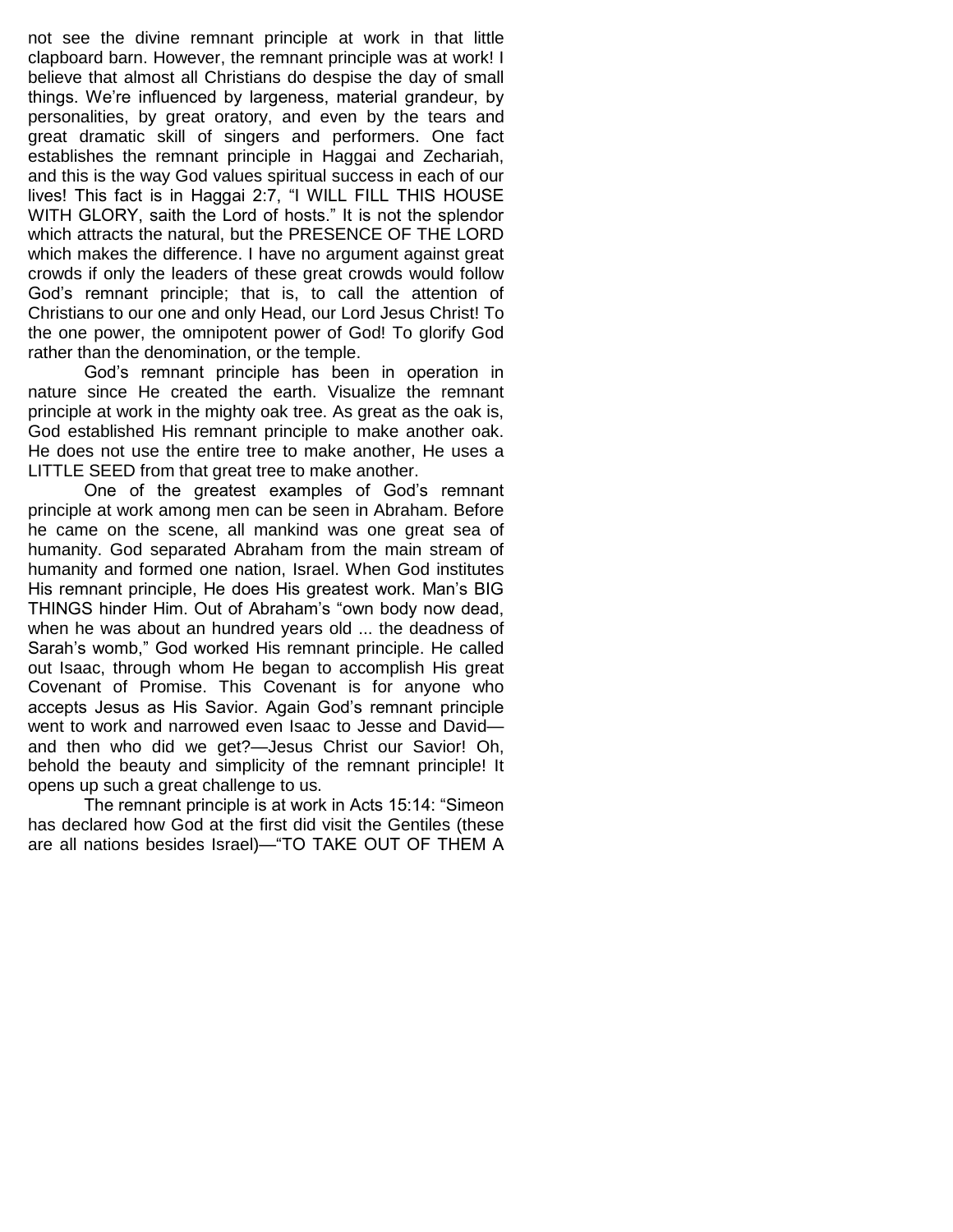not see the divine remnant principle at work in that little clapboard barn. However, the remnant principle was at work! I believe that almost all Christians do despise the day of small things. We're influenced by largeness, material grandeur, by personalities, by great oratory, and even by the tears and great dramatic skill of singers and performers. One fact establishes the remnant principle in Haggai and Zechariah, and this is the way God values spiritual success in each of our lives! This fact is in Haggai 2:7, "I WILL FILL THIS HOUSE WITH GLORY, saith the Lord of hosts." It is not the splendor which attracts the natural, but the PRESENCE OF THE LORD which makes the difference. I have no argument against great crowds if only the leaders of these great crowds would follow God's remnant principle; that is, to call the attention of Christians to our one and only Head, our Lord Jesus Christ! To the one power, the omnipotent power of God! To glorify God rather than the denomination, or the temple.

God's remnant principle has been in operation in nature since He created the earth. Visualize the remnant principle at work in the mighty oak tree. As great as the oak is, God established His remnant principle to make another oak. He does not use the entire tree to make another, He uses a LITTLE SEED from that great tree to make another.

One of the greatest examples of God's remnant principle at work among men can be seen in Abraham. Before he came on the scene, all mankind was one great sea of humanity. God separated Abraham from the main stream of humanity and formed one nation, Israel. When God institutes His remnant principle, He does His greatest work. Man's BIG THINGS hinder Him. Out of Abraham's "own body now dead, when he was about an hundred years old ... the deadness of Sarah's womb," God worked His remnant principle. He called out Isaac, through whom He began to accomplish His great Covenant of Promise. This Covenant is for anyone who accepts Jesus as His Savior. Again God's remnant principle went to work and narrowed even Isaac to Jesse and David—and then who did we get?—Jesus Christ our Savior! Oh, behold the beauty and simplicity of the remnant principle! It opens up such a great challenge to us.

The remnant principle is at work in Acts 15:14: "Simeon has declared how God at the first did visit the Gentiles (these are all nations besides Israel)—"TO TAKE OUT OF THEM A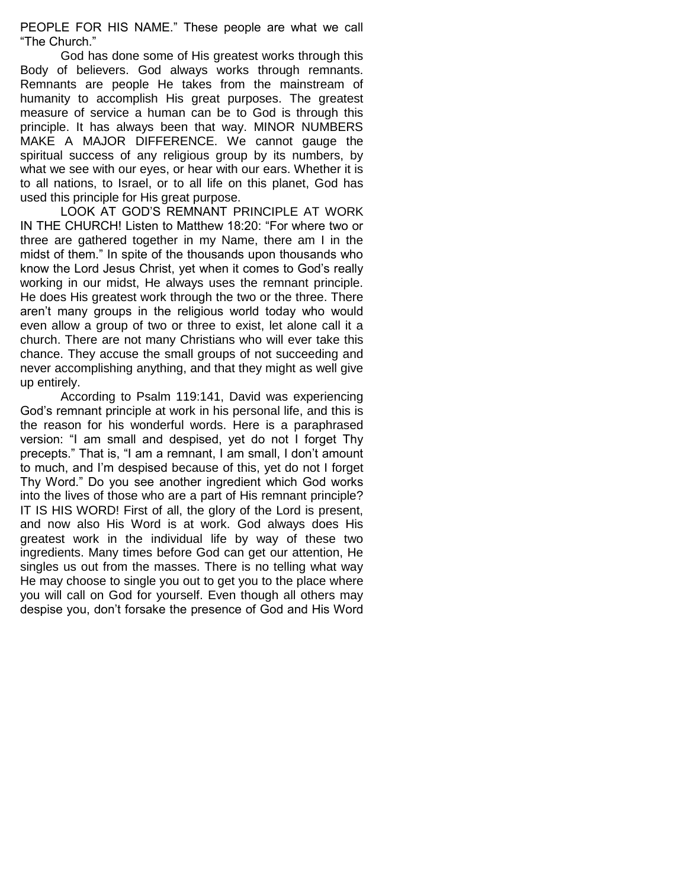PEOPLE FOR HIS NAME." These people are what we call "The Church."

God has done some of His greatest works through this Body of believers. God always works through remnants. Remnants are people He takes from the mainstream of humanity to accomplish His great purposes. The greatest measure of service a human can be to God is through this principle. It has always been that way. MINOR NUMBERS MAKE A MAJOR DIFFERENCE. We cannot gauge the spiritual success of any religious group by its numbers, by what we see with our eyes, or hear with our ears. Whether it is to all nations, to Israel, or to all life on this planet, God has used this principle for His great purpose.

LOOK AT GOD'S REMNANT PRINCIPLE AT WORK IN THE CHURCH! Listen to Matthew 18:20: "For where two or three are gathered together in my Name, there am I in the midst of them." In spite of the thousands upon thousands who know the Lord Jesus Christ, yet when it comes to God's really working in our midst, He always uses the remnant principle. He does His greatest work through the two or the three. There aren't many groups in the religious world today who would even allow a group of two or three to exist, let alone call it a church. There are not many Christians who will ever take this chance. They accuse the small groups of not succeeding and never accomplishing anything, and that they might as well give up entirely.

According to Psalm 119:141, David was experiencing God's remnant principle at work in his personal life, and this is the reason for his wonderful words. Here is a paraphrased version: "I am small and despised, yet do not I forget Thy precepts." That is, "I am a remnant, I am small, I don't amount to much, and I'm despised because of this, yet do not I forget Thy Word." Do you see another ingredient which God works into the lives of those who are a part of His remnant principle? IT IS HIS WORD! First of all, the glory of the Lord is present, and now also His Word is at work. God always does His greatest work in the individual life by way of these two ingredients. Many times before God can get our attention, He singles us out from the masses. There is no telling what way He may choose to single you out to get you to the place where you will call on God for yourself. Even though all others may despise you, don't forsake the presence of God and His Word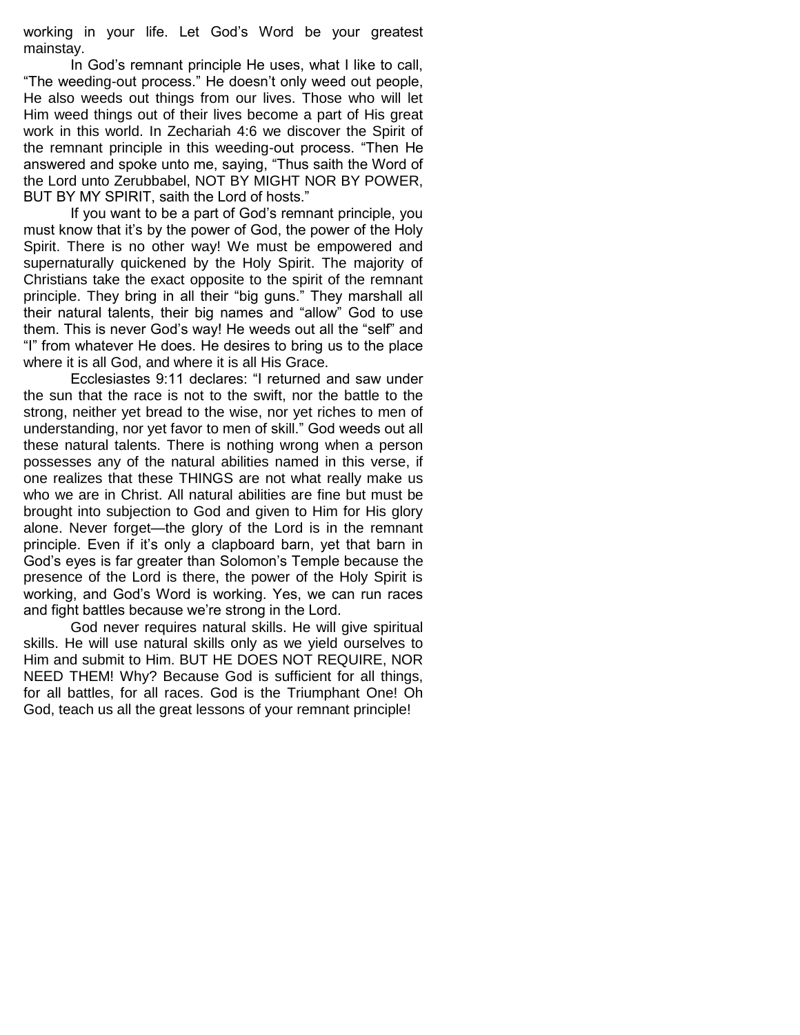working in your life. Let God's Word be your greatest mainstay.

In God's remnant principle He uses, what I like to call, "The weeding-out process." He doesn't only weed out people, He also weeds out things from our lives. Those who will let Him weed things out of their lives become a part of His great work in this world. In Zechariah 4:6 we discover the Spirit of the remnant principle in this weeding-out process. "Then He answered and spoke unto me, saying, "Thus saith the Word of the Lord unto Zerubbabel, NOT BY MIGHT NOR BY POWER, BUT BY MY SPIRIT, saith the Lord of hosts."

If you want to be a part of God's remnant principle, you must know that it's by the power of God, the power of the Holy Spirit. There is no other way! We must be empowered and supernaturally quickened by the Holy Spirit. The majority of Christians take the exact opposite to the spirit of the remnant principle. They bring in all their "big guns." They marshall all their natural talents, their big names and "allow" God to use them. This is never God's way! He weeds out all the "self" and "I" from whatever He does. He desires to bring us to the place where it is all God, and where it is all His Grace.

Ecclesiastes 9:11 declares: "I returned and saw under the sun that the race is not to the swift, nor the battle to the strong, neither yet bread to the wise, nor yet riches to men of understanding, nor yet favor to men of skill." God weeds out all these natural talents. There is nothing wrong when a person possesses any of the natural abilities named in this verse, if one realizes that these THINGS are not what really make us who we are in Christ. All natural abilities are fine but must be brought into subjection to God and given to Him for His glory alone. Never forget—the glory of the Lord is in the remnant principle. Even if it's only a clapboard barn, yet that barn in God's eyes is far greater than Solomon's Temple because the presence of the Lord is there, the power of the Holy Spirit is working, and God's Word is working. Yes, we can run races and fight battles because we're strong in the Lord.

God never requires natural skills. He will give spiritual skills. He will use natural skills only as we yield ourselves to Him and submit to Him. BUT HE DOES NOT REQUIRE, NOR NEED THEM! Why? Because God is sufficient for all things, for all battles, for all races. God is the Triumphant One! Oh God, teach us all the great lessons of your remnant principle!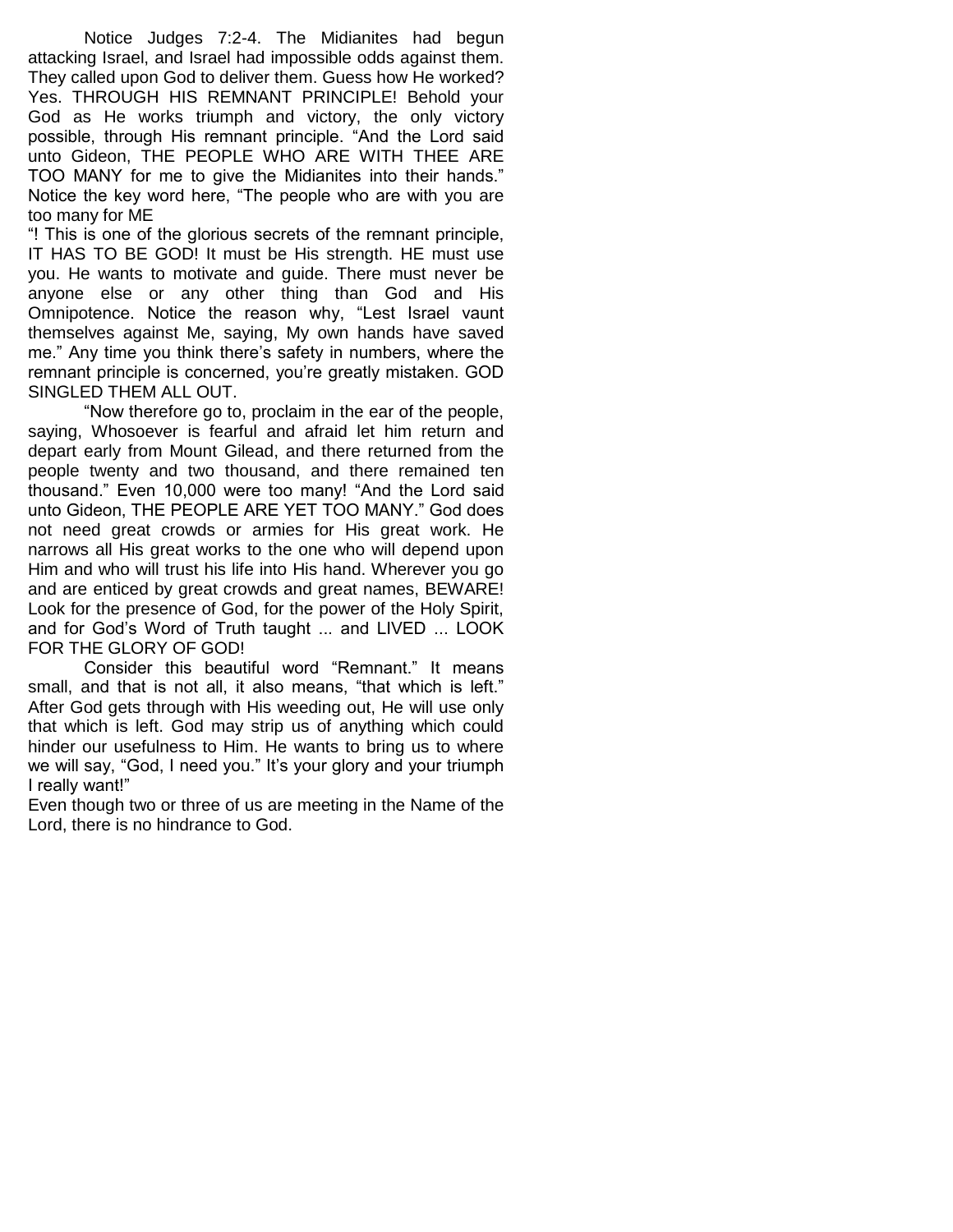Notice Judges 7:2-4. The Midianites had begun attacking Israel, and Israel had impossible odds against them. They called upon God to deliver them. Guess how He worked? Yes. THROUGH HIS REMNANT PRINCIPLE! Behold your God as He works triumph and victory, the only victory possible, through His remnant principle. "And the Lord said unto Gideon, THE PEOPLE WHO ARE WITH THEE ARE TOO MANY for me to give the Midianites into their hands." Notice the key word here, "The people who are with you are too many for ME

"! This is one of the glorious secrets of the remnant principle, IT HAS TO BE GOD! It must be His strength. HE must use you. He wants to motivate and guide. There must never be anyone else or any other thing than God and His Omnipotence. Notice the reason why, "Lest Israel vaunt themselves against Me, saying, My own hands have saved me." Any time you think there's safety in numbers, where the remnant principle is concerned, you're greatly mistaken. GOD SINGLED THEM ALL OUT.

"Now therefore go to, proclaim in the ear of the people, saying, Whosoever is fearful and afraid let him return and depart early from Mount Gilead, and there returned from the people twenty and two thousand, and there remained ten thousand." Even 10,000 were too many! "And the Lord said unto Gideon, THE PEOPLE ARE YET TOO MANY." God does not need great crowds or armies for His great work. He narrows all His great works to the one who will depend upon Him and who will trust his life into His hand. Wherever you go and are enticed by great crowds and great names, BEWARE! Look for the presence of God, for the power of the Holy Spirit, and for God's Word of Truth taught ... and LIVED ... LOOK FOR THE GLORY OF GOD!

Consider this beautiful word "Remnant." It means small, and that is not all, it also means, "that which is left." After God gets through with His weeding out, He will use only that which is left. God may strip us of anything which could hinder our usefulness to Him. He wants to bring us to where we will say, "God, I need you." It's your glory and your triumph I really want!"

Even though two or three of us are meeting in the Name of the Lord, there is no hindrance to God.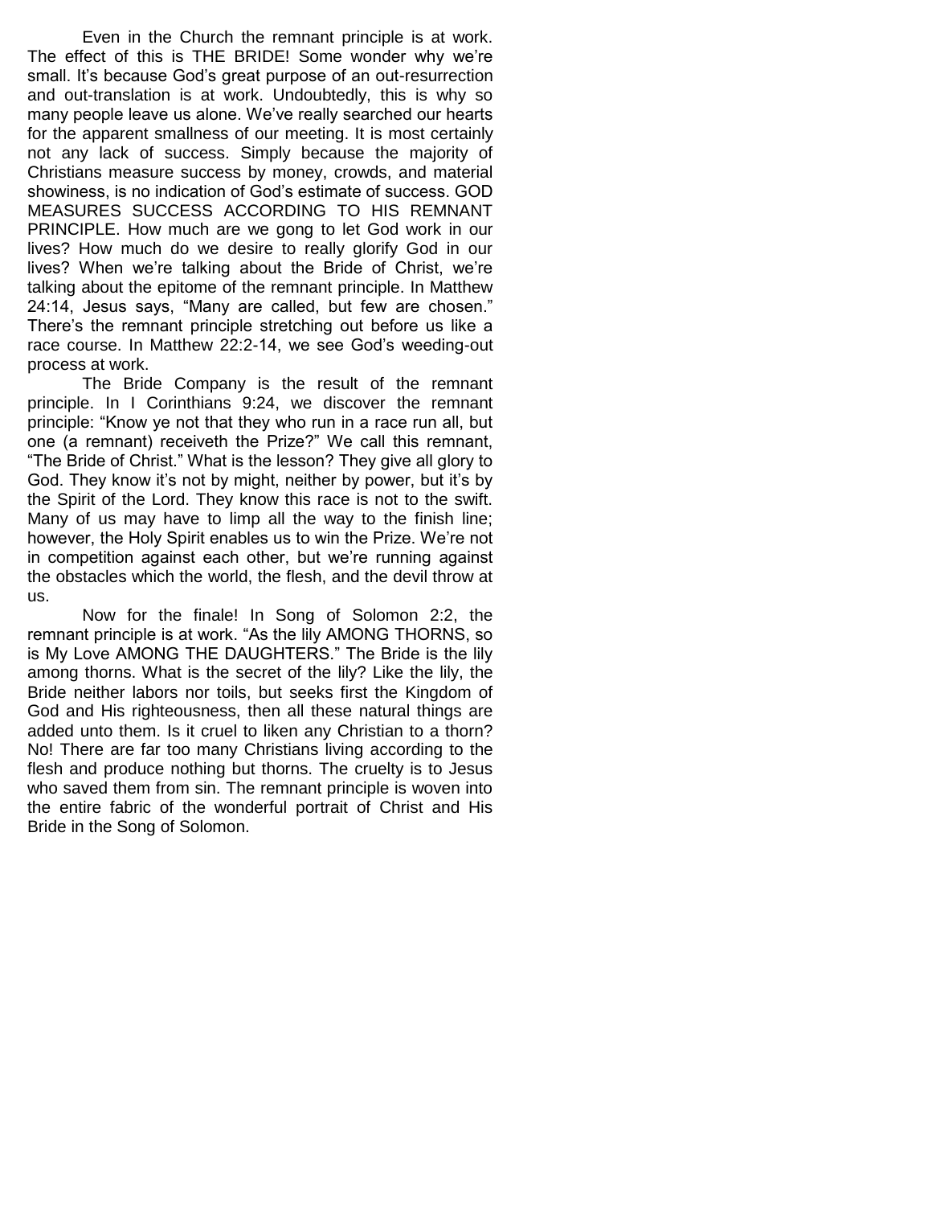Even in the Church the remnant principle is at work. The effect of this is THE BRIDE! Some wonder why we're small. It's because God's great purpose of an out-resurrection and out-translation is at work. Undoubtedly, this is why so many people leave us alone. We've really searched our hearts for the apparent smallness of our meeting. It is most certainly not any lack of success. Simply because the majority of Christians measure success by money, crowds, and material showiness, is no indication of God's estimate of success. GOD MEASURES SUCCESS ACCORDING TO HIS REMNANT PRINCIPLE. How much are we gong to let God work in our lives? How much do we desire to really glorify God in our lives? When we're talking about the Bride of Christ, we're talking about the epitome of the remnant principle. In Matthew 24:14, Jesus says, "Many are called, but few are chosen." There's the remnant principle stretching out before us like a race course. In Matthew 22:2-14, we see God's weeding-out process at work.

The Bride Company is the result of the remnant principle. In I Corinthians 9:24, we discover the remnant principle: "Know ye not that they who run in a race run all, but one (a remnant) receiveth the Prize?" We call this remnant, "The Bride of Christ." What is the lesson? They give all glory to God. They know it's not by might, neither by power, but it's by the Spirit of the Lord. They know this race is not to the swift. Many of us may have to limp all the way to the finish line; however, the Holy Spirit enables us to win the Prize. We're not in competition against each other, but we're running against the obstacles which the world, the flesh, and the devil throw at us.

Now for the finale! In Song of Solomon 2:2, the remnant principle is at work. "As the lily AMONG THORNS, so is My Love AMONG THE DAUGHTERS." The Bride is the lily among thorns. What is the secret of the lily? Like the lily, the Bride neither labors nor toils, but seeks first the Kingdom of God and His righteousness, then all these natural things are added unto them. Is it cruel to liken any Christian to a thorn? No! There are far too many Christians living according to the flesh and produce nothing but thorns. The cruelty is to Jesus who saved them from sin. The remnant principle is woven into the entire fabric of the wonderful portrait of Christ and His Bride in the Song of Solomon.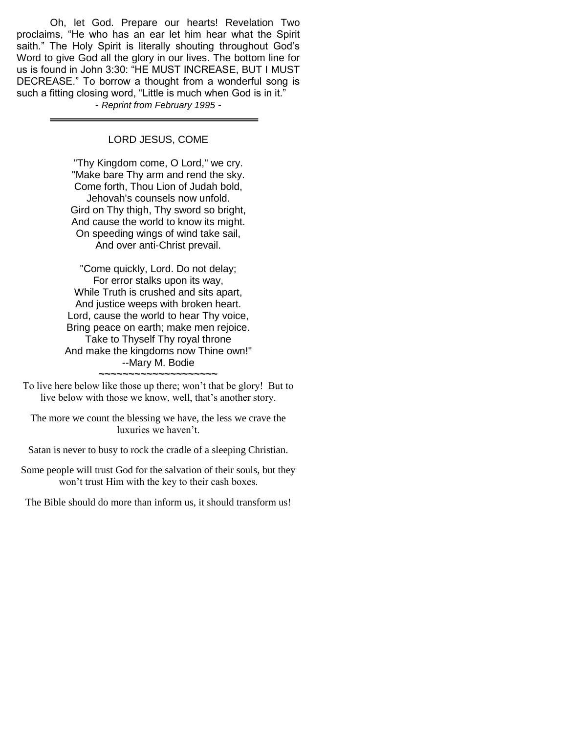Oh, let God. Prepare our hearts! Revelation Two proclaims, "He who has an ear let him hear what the Spirit saith." The Holy Spirit is literally shouting throughout God's Word to give God all the glory in our lives. The bottom line for us is found in John 3:30: "HE MUST INCREASE, BUT I MUST DECREASE." To borrow a thought from a wonderful song is such a fitting closing word, "Little is much when God is in it."

*- Reprint from February 1995 -*

---

## LORD JESUS, COME

"Thy Kingdom come, O Lord," we cry.
"Make bare Thy arm and rend the sky.
Come forth, Thou Lion of Judah bold,
Jehovah's counsels now unfold.
Gird on Thy thigh, Thy sword so bright,
And cause the world to know its might.
On speeding wings of wind take sail,
And over anti-Christ prevail.

"Come quickly, Lord. Do not delay;
For error stalks upon its way,
While Truth is crushed and sits apart,
And justice weeps with broken heart.
Lord, cause the world to hear Thy voice,
Bring peace on earth; make men rejoice.
Take to Thyself Thy royal throne
And make the kingdoms now Thine own!"

--Mary M. Bodie

~~~~~~~~~~~~~~~~~~~~

To live here below like those up there; won't that be glory! But to live below with those we know, well, that's another story.

The more we count the blessing we have, the less we crave the luxuries we haven't.

Satan is never to busy to rock the cradle of a sleeping Christian.

Some people will trust God for the salvation of their souls, but they won't trust Him with the key to their cash boxes.

The Bible should do more than inform us, it should transform us!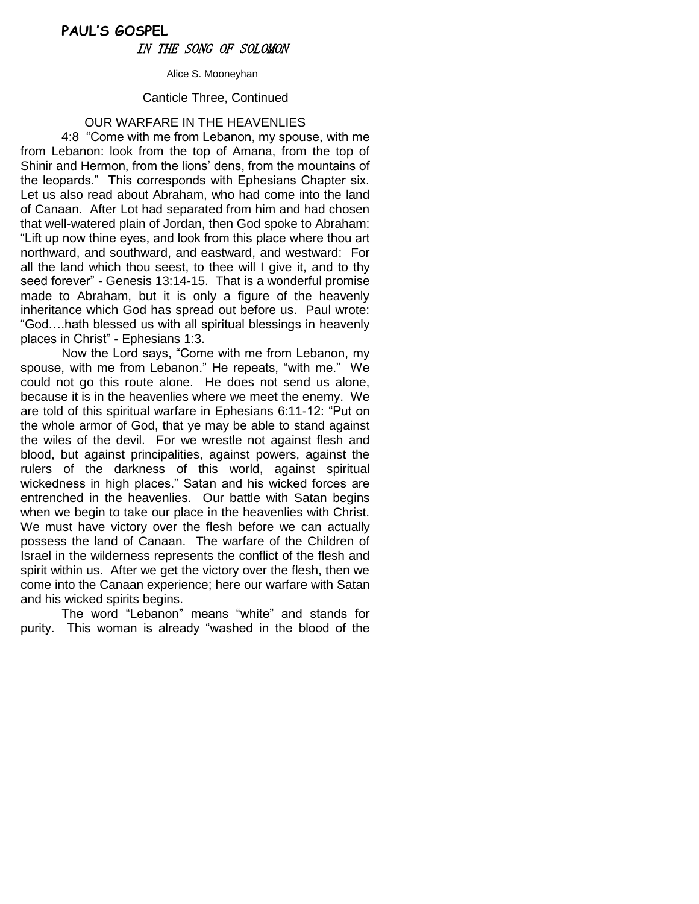**PAUL'S GOSPEL**

*IN THE SONG OF SOLOMON*

Alice S. Mooneyhan

Canticle Three, Continued

OUR WARFARE IN THE HEAVENLIES

4:8 "Come with me from Lebanon, my spouse, with me from Lebanon: look from the top of Amana, from the top of Shinir and Hermon, from the lions' dens, from the mountains of the leopards." This corresponds with Ephesians Chapter six. Let us also read about Abraham, who had come into the land of Canaan. After Lot had separated from him and had chosen that well-watered plain of Jordan, then God spoke to Abraham: "Lift up now thine eyes, and look from this place where thou art northward, and southward, and eastward, and westward: For all the land which thou seest, to thee will I give it, and to thy seed forever" - Genesis 13:14-15. That is a wonderful promise made to Abraham, but it is only a figure of the heavenly inheritance which God has spread out before us. Paul wrote: "God….hath blessed us with all spiritual blessings in heavenly places in Christ" - Ephesians 1:3.

Now the Lord says, "Come with me from Lebanon, my spouse, with me from Lebanon." He repeats, "with me." We could not go this route alone. He does not send us alone, because it is in the heavenlies where we meet the enemy. We are told of this spiritual warfare in Ephesians 6:11-12: "Put on the whole armor of God, that ye may be able to stand against the wiles of the devil. For we wrestle not against flesh and blood, but against principalities, against powers, against the rulers of the darkness of this world, against spiritual wickedness in high places." Satan and his wicked forces are entrenched in the heavenlies. Our battle with Satan begins when we begin to take our place in the heavenlies with Christ. We must have victory over the flesh before we can actually possess the land of Canaan. The warfare of the Children of Israel in the wilderness represents the conflict of the flesh and spirit within us. After we get the victory over the flesh, then we come into the Canaan experience; here our warfare with Satan and his wicked spirits begins.

The word "Lebanon" means "white" and stands for purity. This woman is already "washed in the blood of the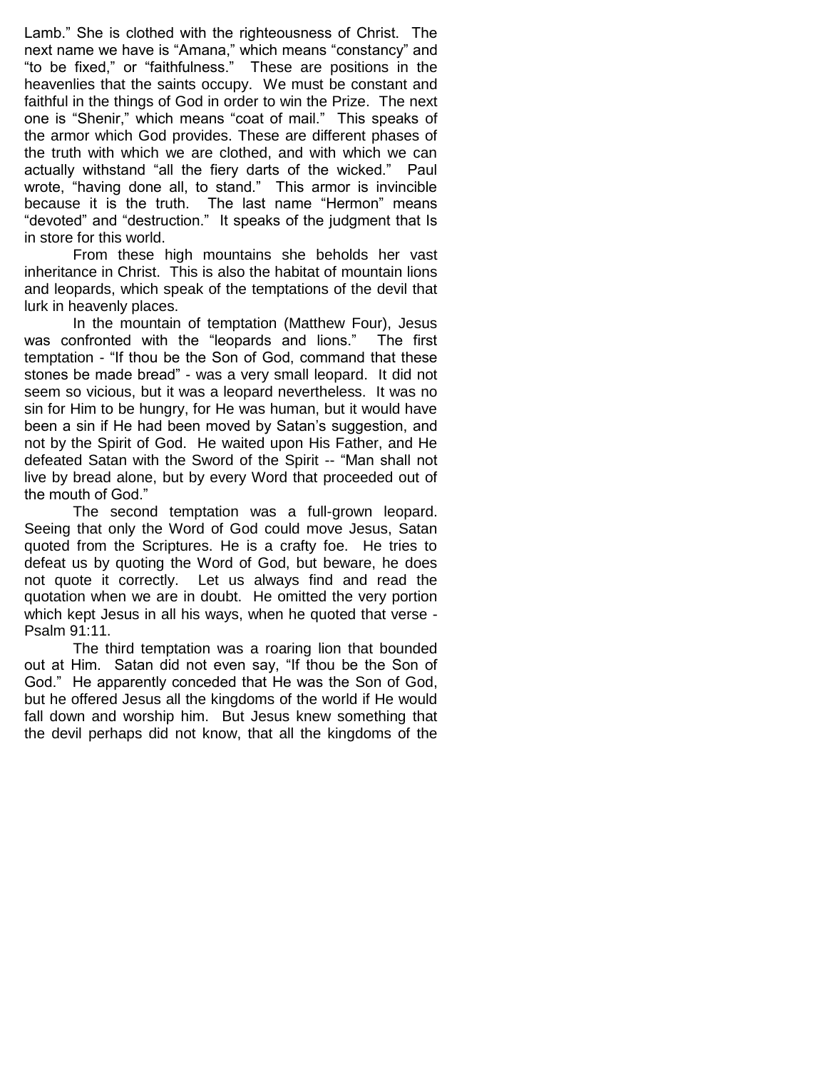Lamb." She is clothed with the righteousness of Christ. The next name we have is "Amana," which means "constancy" and "to be fixed," or "faithfulness." These are positions in the heavenlies that the saints occupy. We must be constant and faithful in the things of God in order to win the Prize. The next one is "Shenir," which means "coat of mail." This speaks of the armor which God provides. These are different phases of the truth with which we are clothed, and with which we can actually withstand "all the fiery darts of the wicked." Paul wrote, "having done all, to stand." This armor is invincible because it is the truth. The last name "Hermon" means "devoted" and "destruction." It speaks of the judgment that Is in store for this world.

From these high mountains she beholds her vast inheritance in Christ. This is also the habitat of mountain lions and leopards, which speak of the temptations of the devil that lurk in heavenly places.

In the mountain of temptation (Matthew Four), Jesus was confronted with the "leopards and lions." The first temptation - "If thou be the Son of God, command that these stones be made bread" - was a very small leopard. It did not seem so vicious, but it was a leopard nevertheless. It was no sin for Him to be hungry, for He was human, but it would have been a sin if He had been moved by Satan's suggestion, and not by the Spirit of God. He waited upon His Father, and He defeated Satan with the Sword of the Spirit -- "Man shall not live by bread alone, but by every Word that proceeded out of the mouth of God."

The second temptation was a full-grown leopard. Seeing that only the Word of God could move Jesus, Satan quoted from the Scriptures. He is a crafty foe. He tries to defeat us by quoting the Word of God, but beware, he does not quote it correctly. Let us always find and read the quotation when we are in doubt. He omitted the very portion which kept Jesus in all his ways, when he quoted that verse - Psalm 91:11.

The third temptation was a roaring lion that bounded out at Him. Satan did not even say, "If thou be the Son of God." He apparently conceded that He was the Son of God, but he offered Jesus all the kingdoms of the world if He would fall down and worship him. But Jesus knew something that the devil perhaps did not know, that all the kingdoms of the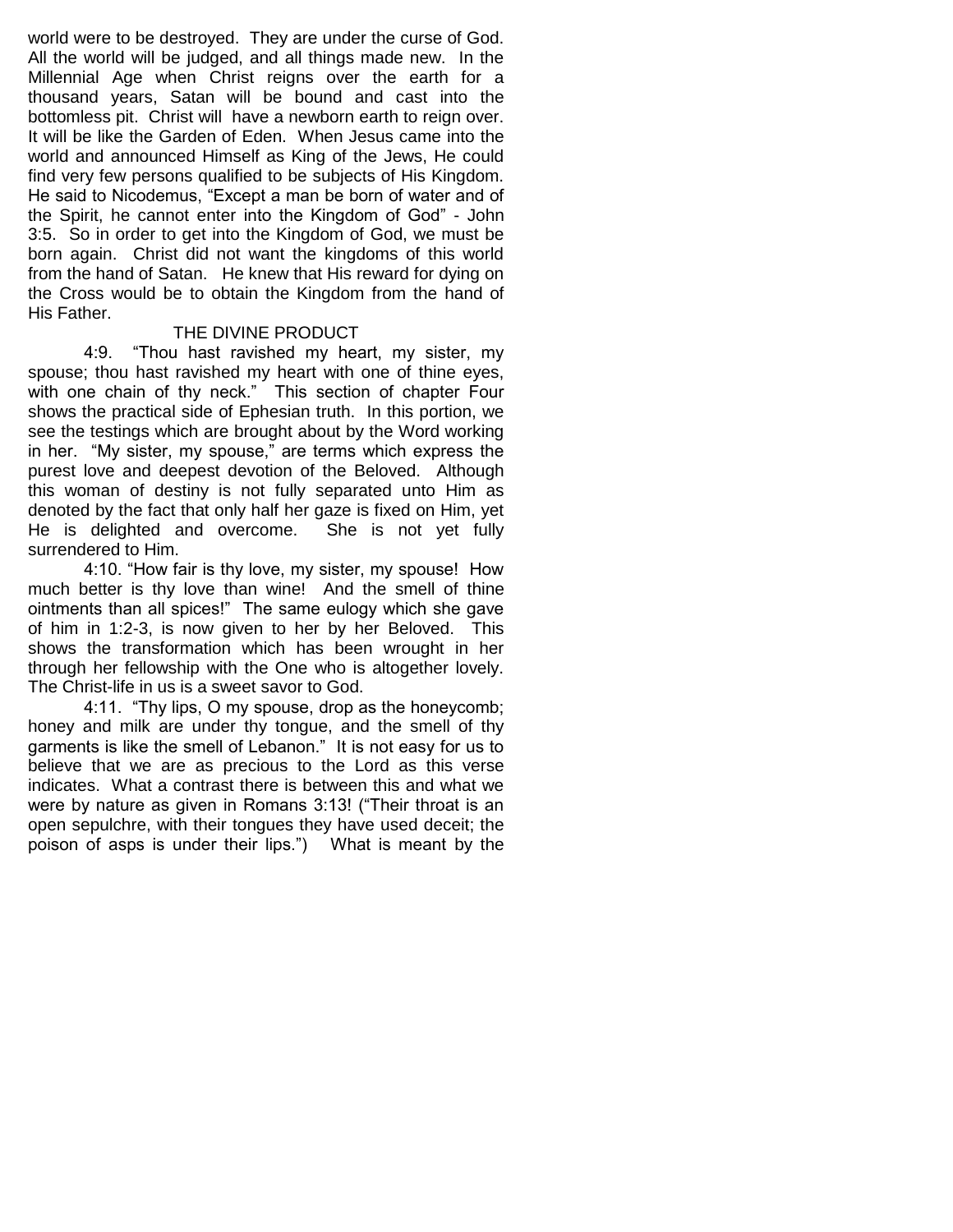world were to be destroyed. They are under the curse of God. All the world will be judged, and all things made new. In the Millennial Age when Christ reigns over the earth for a thousand years, Satan will be bound and cast into the bottomless pit. Christ will have a newborn earth to reign over. It will be like the Garden of Eden. When Jesus came into the world and announced Himself as King of the Jews, He could find very few persons qualified to be subjects of His Kingdom. He said to Nicodemus, “Except a man be born of water and of the Spirit, he cannot enter into the Kingdom of God” - John 3:5. So in order to get into the Kingdom of God, we must be born again. Christ did not want the kingdoms of this world from the hand of Satan. He knew that His reward for dying on the Cross would be to obtain the Kingdom from the hand of His Father.

THE DIVINE PRODUCT

4:9. “Thou hast ravished my heart, my sister, my spouse; thou hast ravished my heart with one of thine eyes, with one chain of thy neck.” This section of chapter Four shows the practical side of Ephesian truth. In this portion, we see the testings which are brought about by the Word working in her. “My sister, my spouse,” are terms which express the purest love and deepest devotion of the Beloved. Although this woman of destiny is not fully separated unto Him as denoted by the fact that only half her gaze is fixed on Him, yet He is delighted and overcome. She is not yet fully surrendered to Him.

4:10. “How fair is thy love, my sister, my spouse! How much better is thy love than wine! And the smell of thine ointments than all spices!” The same eulogy which she gave of him in 1:2-3, is now given to her by her Beloved. This shows the transformation which has been wrought in her through her fellowship with the One who is altogether lovely. The Christ-life in us is a sweet savor to God.

4:11. “Thy lips, O my spouse, drop as the honeycomb; honey and milk are under thy tongue, and the smell of thy garments is like the smell of Lebanon.” It is not easy for us to believe that we are as precious to the Lord as this verse indicates. What a contrast there is between this and what we were by nature as given in Romans 3:13! (“Their throat is an open sepulchre, with their tongues they have used deceit; the poison of asps is under their lips.”) What is meant by the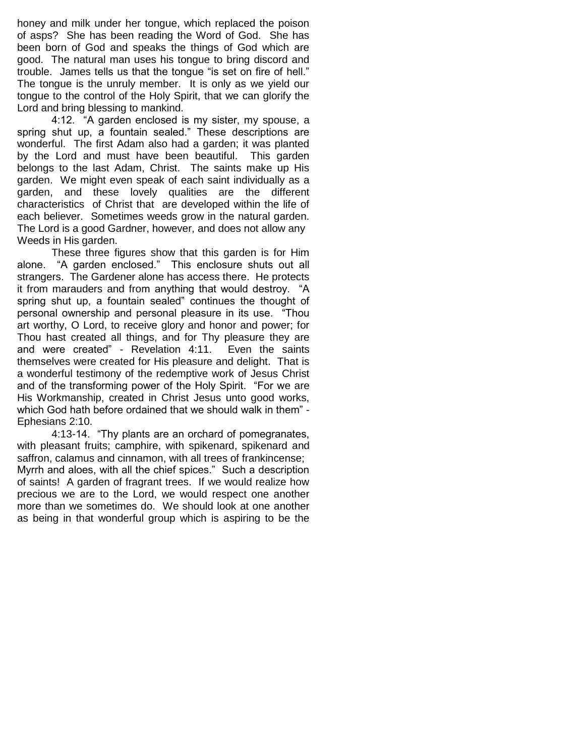honey and milk under her tongue, which replaced the poison of asps? She has been reading the Word of God. She has been born of God and speaks the things of God which are good. The natural man uses his tongue to bring discord and trouble. James tells us that the tongue "is set on fire of hell." The tongue is the unruly member. It is only as we yield our tongue to the control of the Holy Spirit, that we can glorify the Lord and bring blessing to mankind.

4:12. "A garden enclosed is my sister, my spouse, a spring shut up, a fountain sealed." These descriptions are wonderful. The first Adam also had a garden; it was planted by the Lord and must have been beautiful. This garden belongs to the last Adam, Christ. The saints make up His garden. We might even speak of each saint individually as a garden, and these lovely qualities are the different characteristics of Christ that are developed within the life of each believer. Sometimes weeds grow in the natural garden. The Lord is a good Gardner, however, and does not allow any Weeds in His garden.

These three figures show that this garden is for Him alone. "A garden enclosed." This enclosure shuts out all strangers. The Gardener alone has access there. He protects it from marauders and from anything that would destroy. "A spring shut up, a fountain sealed" continues the thought of personal ownership and personal pleasure in its use. "Thou art worthy, O Lord, to receive glory and honor and power; for Thou hast created all things, and for Thy pleasure they are and were created" - Revelation 4:11. Even the saints themselves were created for His pleasure and delight. That is a wonderful testimony of the redemptive work of Jesus Christ and of the transforming power of the Holy Spirit. "For we are His Workmanship, created in Christ Jesus unto good works, which God hath before ordained that we should walk in them" - Ephesians 2:10.

4:13-14. "Thy plants are an orchard of pomegranates, with pleasant fruits; camphire, with spikenard, spikenard and saffron, calamus and cinnamon, with all trees of frankincense; Myrrh and aloes, with all the chief spices." Such a description of saints! A garden of fragrant trees. If we would realize how precious we are to the Lord, we would respect one another more than we sometimes do. We should look at one another as being in that wonderful group which is aspiring to be the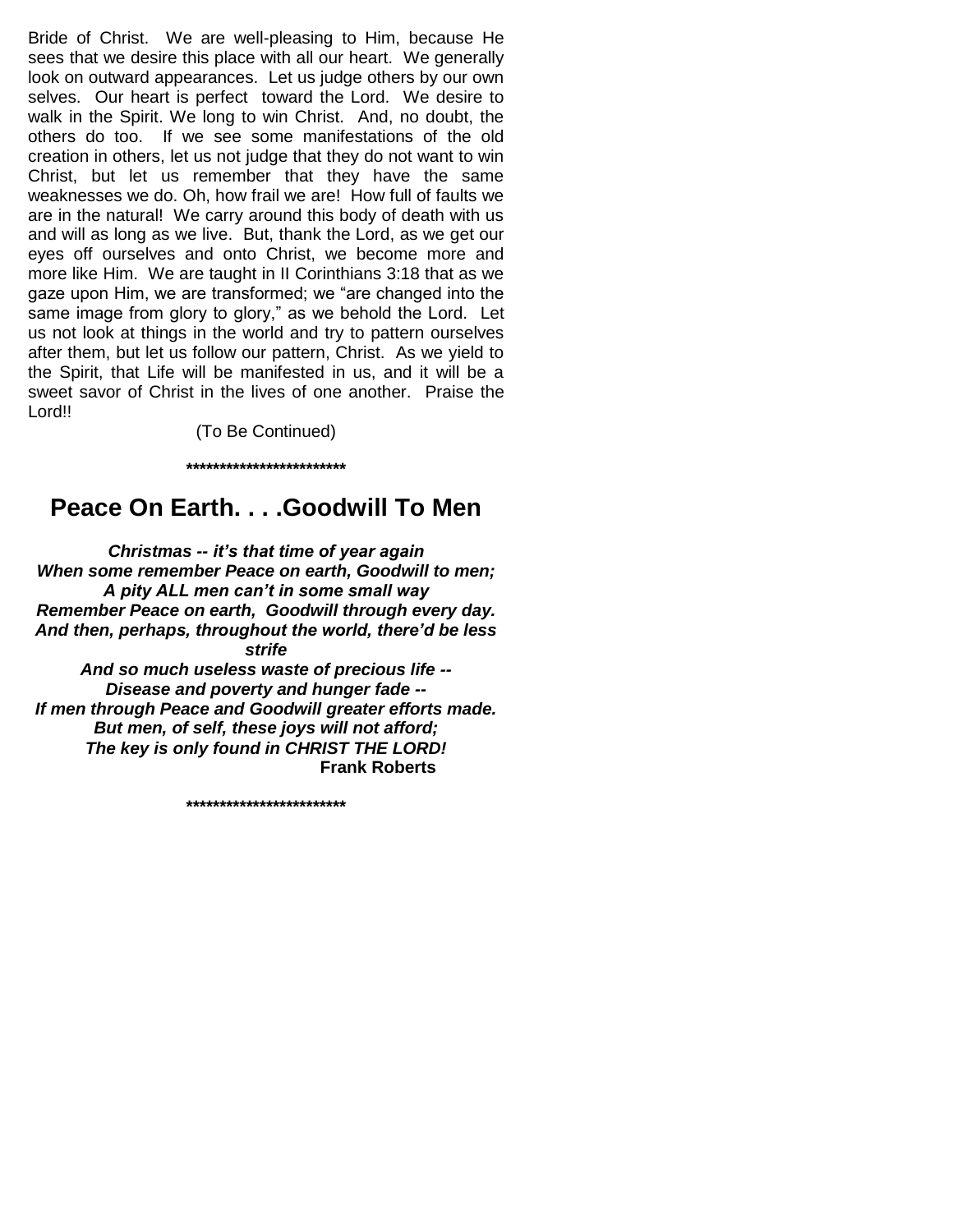Bride of Christ. We are well-pleasing to Him, because He sees that we desire this place with all our heart. We generally look on outward appearances. Let us judge others by our own selves. Our heart is perfect toward the Lord. We desire to walk in the Spirit. We long to win Christ. And, no doubt, the others do too. If we see some manifestations of the old creation in others, let us not judge that they do not want to win Christ, but let us remember that they have the same weaknesses we do. Oh, how frail we are! How full of faults we are in the natural! We carry around this body of death with us and will as long as we live. But, thank the Lord, as we get our eyes off ourselves and onto Christ, we become more and more like Him. We are taught in II Corinthians 3:18 that as we gaze upon Him, we are transformed; we "are changed into the same image from glory to glory," as we behold the Lord. Let us not look at things in the world and try to pattern ourselves after them, but let us follow our pattern, Christ. As we yield to the Spirit, that Life will be manifested in us, and it will be a sweet savor of Christ in the lives of one another. Praise the Lord!!

(To Be Continued)

************************

## Peace On Earth. . . .Goodwill To Men

***Christmas -- it's that time of year again***
***When some remember Peace on earth, Goodwill to men;***
***A pity ALL men can't in some small way***
***Remember Peace on earth, Goodwill through every day.***
***And then, perhaps, throughout the world, there'd be less strife***
***And so much useless waste of precious life --***
***Disease and poverty and hunger fade --***
***If men through Peace and Goodwill greater efforts made.***
***But men, of self, these joys will not afford;***
***The key is only found in CHRIST THE LORD!***

**Frank Roberts**

************************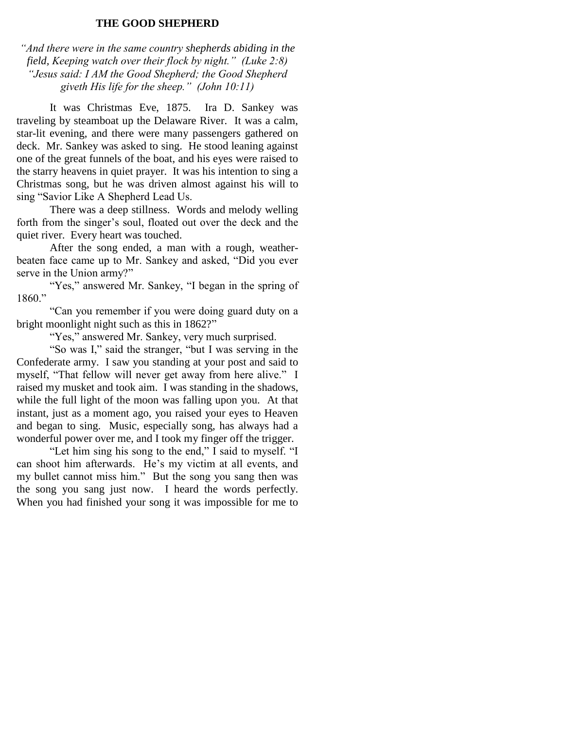**THE GOOD SHEPHERD**

*"And there were in the same country shepherds abiding in the field, Keeping watch over their flock by night." (Luke 2:8)*
*"Jesus said: I AM the Good Shepherd; the Good Shepherd giveth His life for the sheep." (John 10:11)*

It was Christmas Eve, 1875. Ira D. Sankey was traveling by steamboat up the Delaware River. It was a calm, star-lit evening, and there were many passengers gathered on deck. Mr. Sankey was asked to sing. He stood leaning against one of the great funnels of the boat, and his eyes were raised to the starry heavens in quiet prayer. It was his intention to sing a Christmas song, but he was driven almost against his will to sing "Savior Like A Shepherd Lead Us.

There was a deep stillness. Words and melody welling forth from the singer's soul, floated out over the deck and the quiet river. Every heart was touched.

After the song ended, a man with a rough, weather-beaten face came up to Mr. Sankey and asked, "Did you ever serve in the Union army?"

"Yes," answered Mr. Sankey, "I began in the spring of 1860."

"Can you remember if you were doing guard duty on a bright moonlight night such as this in 1862?"

"Yes," answered Mr. Sankey, very much surprised.

"So was I," said the stranger, "but I was serving in the Confederate army. I saw you standing at your post and said to myself, "That fellow will never get away from here alive." I raised my musket and took aim. I was standing in the shadows, while the full light of the moon was falling upon you. At that instant, just as a moment ago, you raised your eyes to Heaven and began to sing. Music, especially song, has always had a wonderful power over me, and I took my finger off the trigger.

"Let him sing his song to the end," I said to myself. "I can shoot him afterwards. He's my victim at all events, and my bullet cannot miss him." But the song you sang then was the song you sang just now. I heard the words perfectly. When you had finished your song it was impossible for me to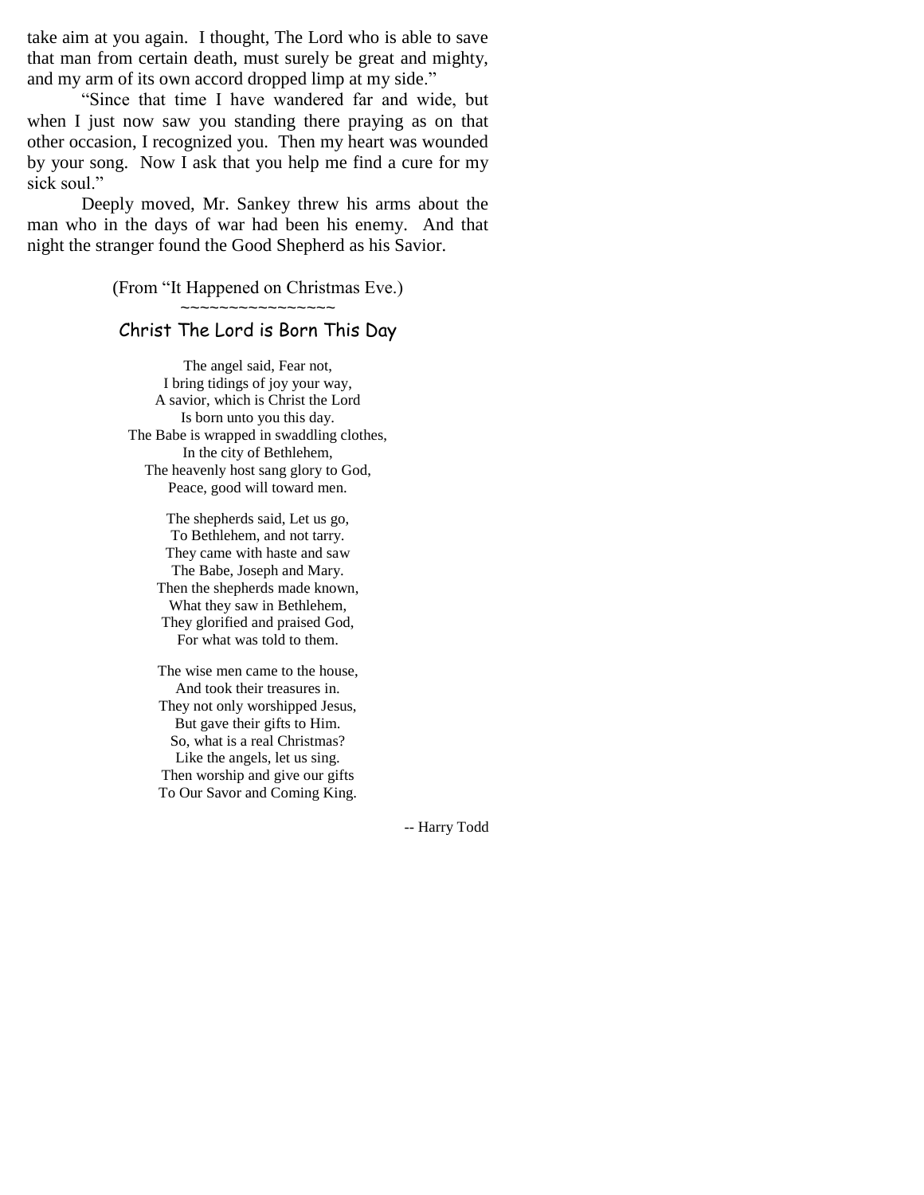take aim at you again. I thought, The Lord who is able to save that man from certain death, must surely be great and mighty, and my arm of its own accord dropped limp at my side."

"Since that time I have wandered far and wide, but when I just now saw you standing there praying as on that other occasion, I recognized you. Then my heart was wounded by your song. Now I ask that you help me find a cure for my sick soul."

Deeply moved, Mr. Sankey threw his arms about the man who in the days of war had been his enemy. And that night the stranger found the Good Shepherd as his Savior.

(From "It Happened on Christmas Eve.)

~~~~~~~~~~~~~~~~

## Christ The Lord is Born This Day

The angel said, Fear not,  
I bring tidings of joy your way,  
A savior, which is Christ the Lord  
Is born unto you this day.  
The Babe is wrapped in swaddling clothes,  
In the city of Bethlehem,  
The heavenly host sang glory to God,  
Peace, good will toward men.

The shepherds said, Let us go,  
To Bethlehem, and not tarry.  
They came with haste and saw  
The Babe, Joseph and Mary.  
Then the shepherds made known,  
What they saw in Bethlehem,  
They glorified and praised God,  
For what was told to them.

The wise men came to the house,  
And took their treasures in.  
They not only worshipped Jesus,  
But gave their gifts to Him.  
So, what is a real Christmas?  
Like the angels, let us sing.  
Then worship and give our gifts  
To Our Savor and Coming King.

-- Harry Todd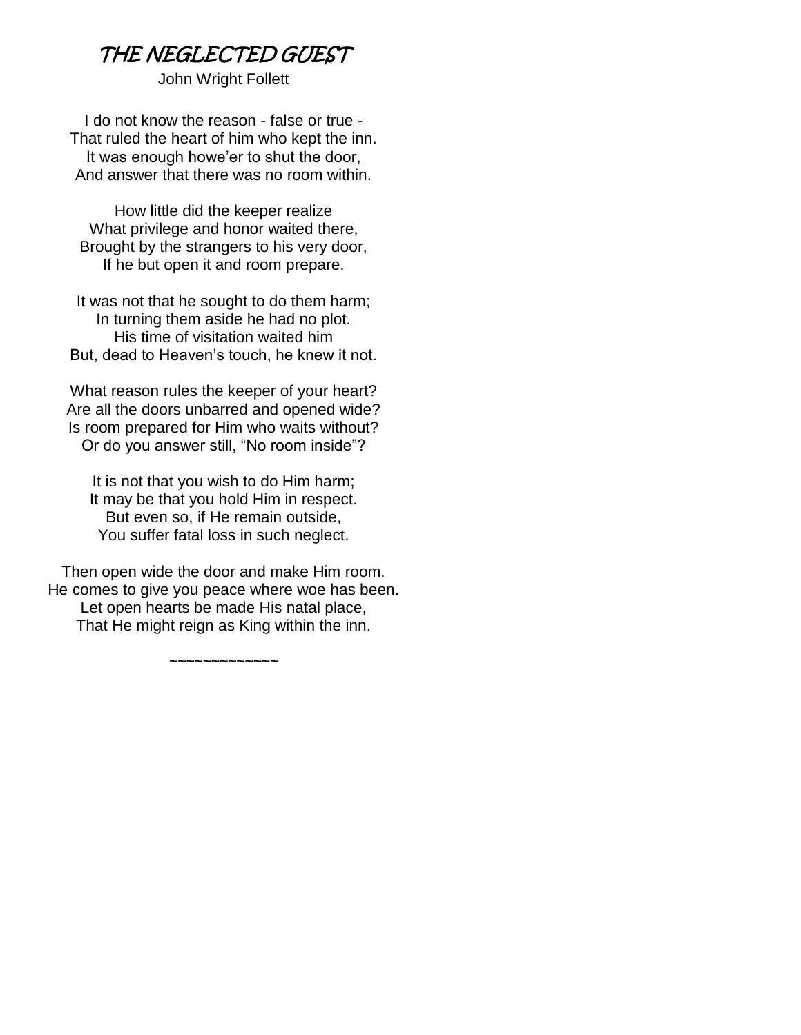# THE NEGLECTED GUEST

John Wright Follett

I do not know the reason - false or true -  
That ruled the heart of him who kept the inn.  
It was enough howe'er to shut the door,  
And answer that there was no room within.

How little did the keeper realize  
What privilege and honor waited there,  
Brought by the strangers to his very door,  
If he but open it and room prepare.

It was not that he sought to do them harm;  
In turning them aside he had no plot.  
His time of visitation waited him  
But, dead to Heaven's touch, he knew it not.

What reason rules the keeper of your heart?  
Are all the doors unbarred and opened wide?  
Is room prepared for Him who waits without?  
Or do you answer still, "No room inside"?

It is not that you wish to do Him harm;  
It may be that you hold Him in respect.  
But even so, if He remain outside,  
You suffer fatal loss in such neglect.

Then open wide the door and make Him room.  
He comes to give you peace where woe has been.  
Let open hearts be made His natal place,  
That He might reign as King within the inn.

~~~~~~~~~~~~~